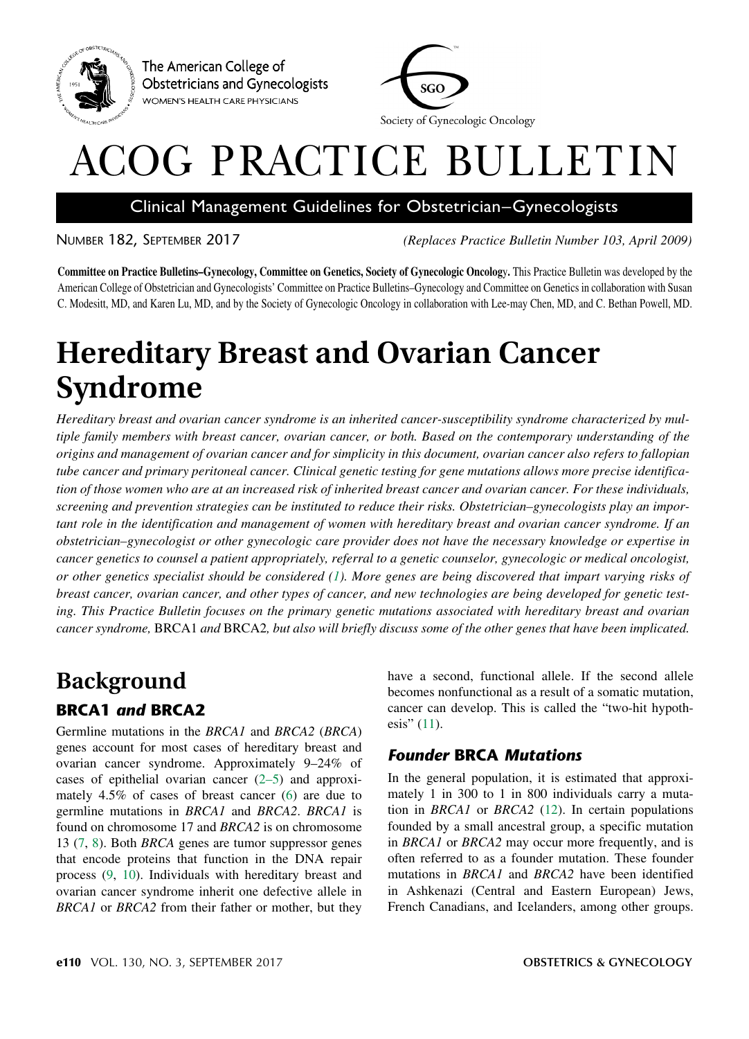The American College of Obstetricians and Gynecologists
WOMEN'S HEALTH CARE PHYSICIANS

Society of Gynecologic Oncology

# ACOG PRACTICE BULLETIN

Clinical Management Guidelines for Obstetrician–Gynecologists

NUMBER 182, SEPTEMBER 2017 *(Replaces Practice Bulletin Number 103, April 2009)*

**Committee on Practice Bulletins–Gynecology, Committee on Genetics, Society of Gynecologic Oncology.** This Practice Bulletin was developed by the American College of Obstetrician and Gynecologists' Committee on Practice Bulletins–Gynecology and Committee on Genetics in collaboration with Susan C. Modesitt, MD, and Karen Lu, MD, and by the Society of Gynecologic Oncology in collaboration with Lee-may Chen, MD, and C. Bethan Powell, MD.

# Hereditary Breast and Ovarian Cancer Syndrome

*Hereditary breast and ovarian cancer syndrome is an inherited cancer-susceptibility syndrome characterized by multiple family members with breast cancer, ovarian cancer, or both. Based on the contemporary understanding of the origins and management of ovarian cancer and for simplicity in this document, ovarian cancer also refers to fallopian tube cancer and primary peritoneal cancer. Clinical genetic testing for gene mutations allows more precise identification of those women who are at an increased risk of inherited breast cancer and ovarian cancer. For these individuals, screening and prevention strategies can be instituted to reduce their risks. Obstetrician–gynecologists play an important role in the identification and management of women with hereditary breast and ovarian cancer syndrome. If an obstetrician–gynecologist or other gynecologic care provider does not have the necessary knowledge or expertise in cancer genetics to counsel a patient appropriately, referral to a genetic counselor, gynecologic or medical oncologist, or other genetics specialist should be considered (1). More genes are being discovered that impart varying risks of breast cancer, ovarian cancer, and other types of cancer, and new technologies are being developed for genetic testing. This Practice Bulletin focuses on the primary genetic mutations associated with hereditary breast and ovarian cancer syndrome,* BRCA1 *and* BRCA2*, but also will briefly discuss some of the other genes that have been implicated.*

## Background

### BRCA1 *and* BRCA2

Germline mutations in the *BRCA1* and *BRCA2* (*BRCA*) genes account for most cases of hereditary breast and ovarian cancer syndrome. Approximately 9–24% of cases of epithelial ovarian cancer (2–5) and approximately 4.5% of cases of breast cancer (6) are due to germline mutations in *BRCA1* and *BRCA2*. *BRCA1* is found on chromosome 17 and *BRCA2* is on chromosome 13 (7, 8). Both *BRCA* genes are tumor suppressor genes that encode proteins that function in the DNA repair process (9, 10). Individuals with hereditary breast and ovarian cancer syndrome inherit one defective allele in *BRCA1* or *BRCA2* from their father or mother, but they have a second, functional allele. If the second allele becomes nonfunctional as a result of a somatic mutation, cancer can develop. This is called the "two-hit hypothesis" (11).

### *Founder* BRCA *Mutations*

In the general population, it is estimated that approximately 1 in 300 to 1 in 800 individuals carry a mutation in *BRCA1* or *BRCA2* (12). In certain populations founded by a small ancestral group, a specific mutation in *BRCA1* or *BRCA2* may occur more frequently, and is often referred to as a founder mutation. These founder mutations in *BRCA1* and *BRCA2* have been identified in Ashkenazi (Central and Eastern European) Jews, French Canadians, and Icelanders, among other groups.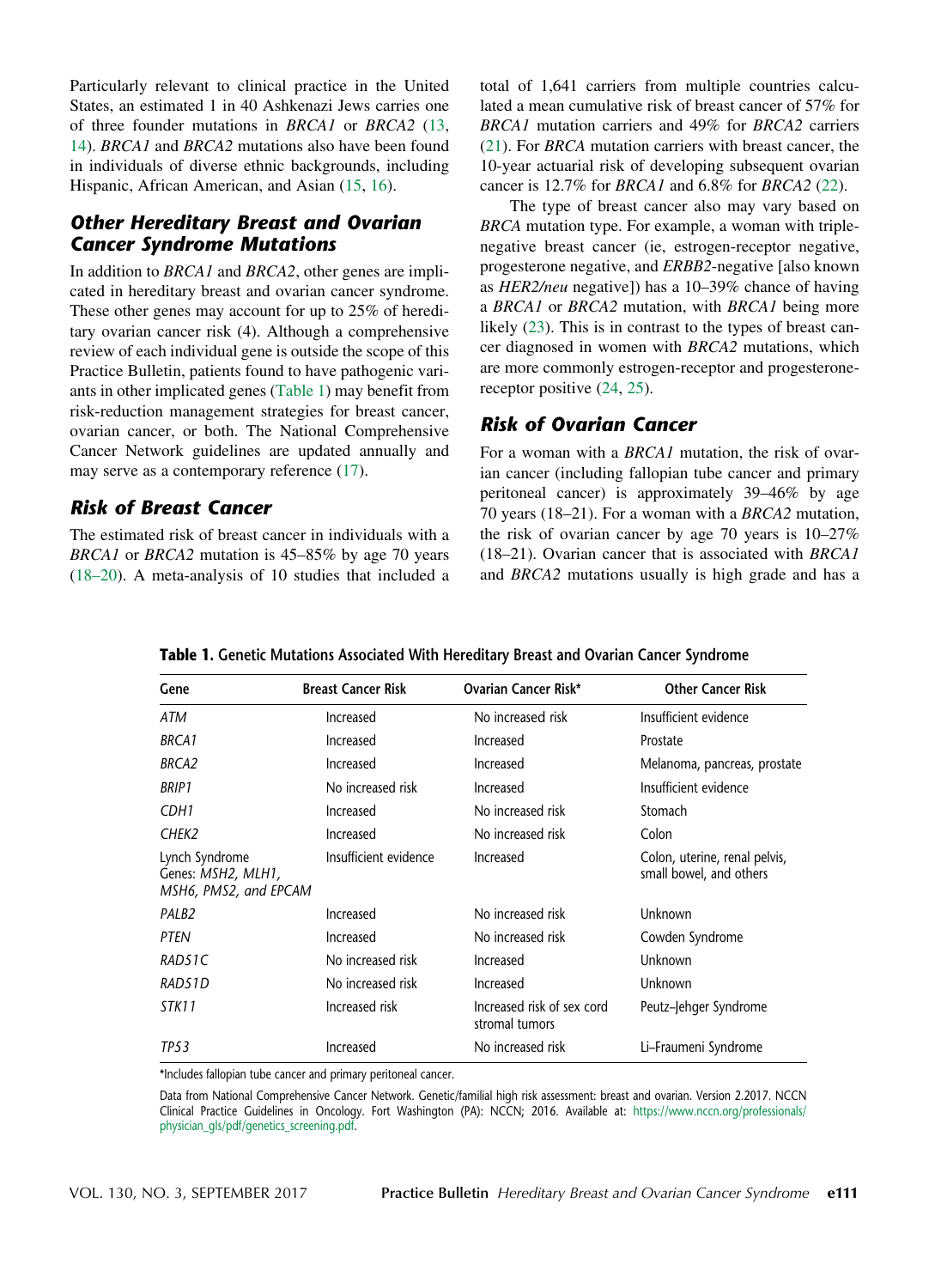Particularly relevant to clinical practice in the United States, an estimated 1 in 40 Ashkenazi Jews carries one of three founder mutations in *BRCA1* or *BRCA2* (13, 14). *BRCA1* and *BRCA2* mutations also have been found in individuals of diverse ethnic backgrounds, including Hispanic, African American, and Asian (15, 16).

## Other Hereditary Breast and Ovarian Cancer Syndrome Mutations

In addition to *BRCA1* and *BRCA2*, other genes are implicated in hereditary breast and ovarian cancer syndrome. These other genes may account for up to 25% of hereditary ovarian cancer risk (4). Although a comprehensive review of each individual gene is outside the scope of this Practice Bulletin, patients found to have pathogenic variants in other implicated genes (Table 1) may benefit from risk-reduction management strategies for breast cancer, ovarian cancer, or both. The National Comprehensive Cancer Network guidelines are updated annually and may serve as a contemporary reference (17).

## Risk of Breast Cancer

The estimated risk of breast cancer in individuals with a *BRCA1* or *BRCA2* mutation is 45–85% by age 70 years (18–20). A meta-analysis of 10 studies that included a total of 1,641 carriers from multiple countries calculated a mean cumulative risk of breast cancer of 57% for *BRCA1* mutation carriers and 49% for *BRCA2* carriers (21). For *BRCA* mutation carriers with breast cancer, the 10-year actuarial risk of developing subsequent ovarian cancer is 12.7% for *BRCA1* and 6.8% for *BRCA2* (22).

The type of breast cancer also may vary based on *BRCA* mutation type. For example, a woman with triple-negative breast cancer (ie, estrogen-receptor negative, progesterone negative, and *ERBB2*-negative [also known as *HER2/neu* negative]) has a 10–39% chance of having a *BRCA1* or *BRCA2* mutation, with *BRCA1* being more likely (23). This is in contrast to the types of breast cancer diagnosed in women with *BRCA2* mutations, which are more commonly estrogen-receptor and progesterone-receptor positive (24, 25).

## Risk of Ovarian Cancer

For a woman with a *BRCA1* mutation, the risk of ovarian cancer (including fallopian tube cancer and primary peritoneal cancer) is approximately 39–46% by age 70 years (18–21). For a woman with a *BRCA2* mutation, the risk of ovarian cancer by age 70 years is 10–27% (18–21). Ovarian cancer that is associated with *BRCA1* and *BRCA2* mutations usually is high grade and has a

**Table 1.** Genetic Mutations Associated With Hereditary Breast and Ovarian Cancer Syndrome

| Gene | Breast Cancer Risk | Ovarian Cancer Risk* | Other Cancer Risk |
|---|---|---|---|
| *ATM* | Increased | No increased risk | Insufficient evidence |
| *BRCA1* | Increased | Increased | Prostate |
| *BRCA2* | Increased | Increased | Melanoma, pancreas, prostate |
| *BRIP1* | No increased risk | Increased | Insufficient evidence |
| *CDH1* | Increased | No increased risk | Stomach |
| *CHEK2* | Increased | No increased risk | Colon |
| Lynch Syndrome Genes: *MSH2, MLH1, MSH6, PMS2, and EPCAM* | Insufficient evidence | Increased | Colon, uterine, renal pelvis, small bowel, and others |
| *PALB2* | Increased | No increased risk | Unknown |
| *PTEN* | Increased | No increased risk | Cowden Syndrome |
| *RAD51C* | No increased risk | Increased | Unknown |
| *RAD51D* | No increased risk | Increased | Unknown |
| *STK11* | Increased risk | Increased risk of sex cord stromal tumors | Peutz–Jehger Syndrome |
| *TP53* | Increased | No increased risk | Li–Fraumeni Syndrome |

*Includes fallopian tube cancer and primary peritoneal cancer.

Data from National Comprehensive Cancer Network. Genetic/familial high risk assessment: breast and ovarian. Version 2.2017. NCCN Clinical Practice Guidelines in Oncology. Fort Washington (PA): NCCN; 2016. Available at: https://www.nccn.org/professionals/physician_gls/pdf/genetics_screening.pdf.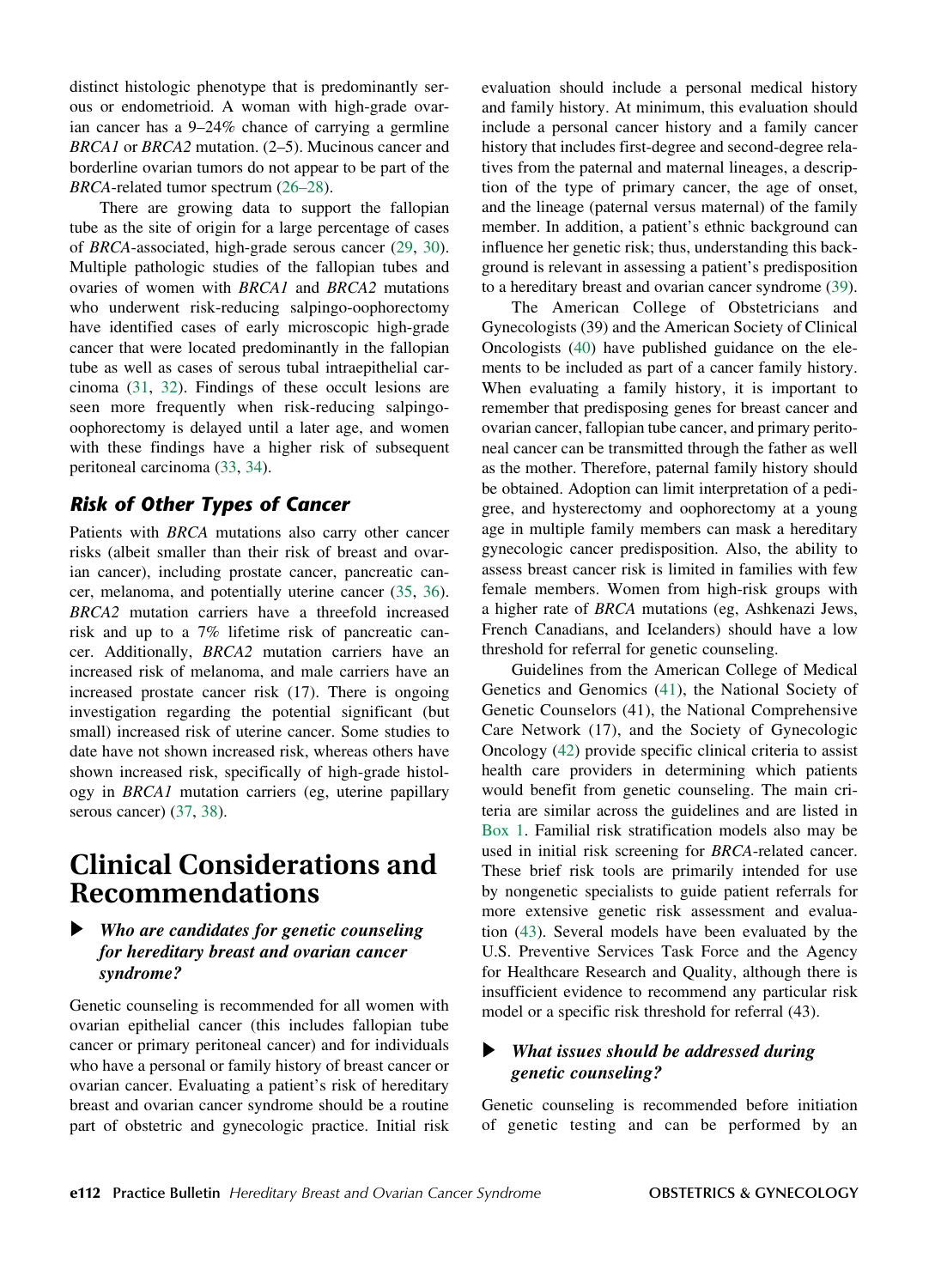distinct histologic phenotype that is predominantly serous or endometrioid. A woman with high-grade ovarian cancer has a 9–24% chance of carrying a germline *BRCA1* or *BRCA2* mutation. (2–5). Mucinous cancer and borderline ovarian tumors do not appear to be part of the *BRCA*-related tumor spectrum (26–28).

There are growing data to support the fallopian tube as the site of origin for a large percentage of cases of *BRCA*-associated, high-grade serous cancer (29, 30). Multiple pathologic studies of the fallopian tubes and ovaries of women with *BRCA1* and *BRCA2* mutations who underwent risk-reducing salpingo-oophorectomy have identified cases of early microscopic high-grade cancer that were located predominantly in the fallopian tube as well as cases of serous tubal intraepithelial carcinoma (31, 32). Findings of these occult lesions are seen more frequently when risk-reducing salpingo-oophorectomy is delayed until a later age, and women with these findings have a higher risk of subsequent peritoneal carcinoma (33, 34).

### *Risk of Other Types of Cancer*

Patients with *BRCA* mutations also carry other cancer risks (albeit smaller than their risk of breast and ovarian cancer), including prostate cancer, pancreatic cancer, melanoma, and potentially uterine cancer (35, 36). *BRCA2* mutation carriers have a threefold increased risk and up to a 7% lifetime risk of pancreatic cancer. Additionally, *BRCA2* mutation carriers have an increased risk of melanoma, and male carriers have an increased prostate cancer risk (17). There is ongoing investigation regarding the potential significant (but small) increased risk of uterine cancer. Some studies to date have not shown increased risk, whereas others have shown increased risk, specifically of high-grade histology in *BRCA1* mutation carriers (eg, uterine papillary serous cancer) (37, 38).

## Clinical Considerations and Recommendations

### *Who are candidates for genetic counseling for hereditary breast and ovarian cancer syndrome?*

Genetic counseling is recommended for all women with ovarian epithelial cancer (this includes fallopian tube cancer or primary peritoneal cancer) and for individuals who have a personal or family history of breast cancer or ovarian cancer. Evaluating a patient's risk of hereditary breast and ovarian cancer syndrome should be a routine part of obstetric and gynecologic practice. Initial risk evaluation should include a personal medical history and family history. At minimum, this evaluation should include a personal cancer history and a family cancer history that includes first-degree and second-degree relatives from the paternal and maternal lineages, a description of the type of primary cancer, the age of onset, and the lineage (paternal versus maternal) of the family member. In addition, a patient's ethnic background can influence her genetic risk; thus, understanding this background is relevant in assessing a patient's predisposition to a hereditary breast and ovarian cancer syndrome (39).

The American College of Obstetricians and Gynecologists (39) and the American Society of Clinical Oncologists (40) have published guidance on the elements to be included as part of a cancer family history. When evaluating a family history, it is important to remember that predisposing genes for breast cancer and ovarian cancer, fallopian tube cancer, and primary peritoneal cancer can be transmitted through the father as well as the mother. Therefore, paternal family history should be obtained. Adoption can limit interpretation of a pedigree, and hysterectomy and oophorectomy at a young age in multiple family members can mask a hereditary gynecologic cancer predisposition. Also, the ability to assess breast cancer risk is limited in families with few female members. Women from high-risk groups with a higher rate of *BRCA* mutations (eg, Ashkenazi Jews, French Canadians, and Icelanders) should have a low threshold for referral for genetic counseling.

Guidelines from the American College of Medical Genetics and Genomics (41), the National Society of Genetic Counselors (41), the National Comprehensive Care Network (17), and the Society of Gynecologic Oncology (42) provide specific clinical criteria to assist health care providers in determining which patients would benefit from genetic counseling. The main criteria are similar across the guidelines and are listed in Box 1. Familial risk stratification models also may be used in initial risk screening for *BRCA*-related cancer. These brief risk tools are primarily intended for use by nongenetic specialists to guide patient referrals for more extensive genetic risk assessment and evaluation (43). Several models have been evaluated by the U.S. Preventive Services Task Force and the Agency for Healthcare Research and Quality, although there is insufficient evidence to recommend any particular risk model or a specific risk threshold for referral (43).

### *What issues should be addressed during genetic counseling?*

Genetic counseling is recommended before initiation of genetic testing and can be performed by an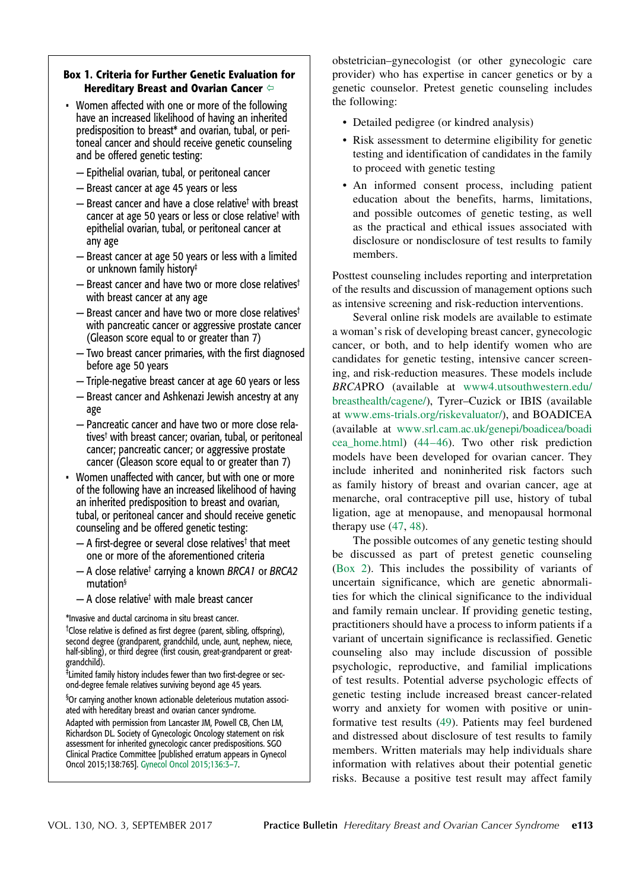### Box 1. Criteria for Further Genetic Evaluation for Hereditary Breast and Ovarian Cancer ⇦

- Women affected with one or more of the following have an increased likelihood of having an inherited predisposition to breast* and ovarian, tubal, or peritoneal cancer and should receive genetic counseling and be offered genetic testing:
  - Epithelial ovarian, tubal, or peritoneal cancer
  - Breast cancer at age 45 years or less
  - Breast cancer and have a close relative† with breast cancer at age 50 years or less or close relative† with epithelial ovarian, tubal, or peritoneal cancer at any age
  - Breast cancer at age 50 years or less with a limited or unknown family history‡
  - Breast cancer and have two or more close relatives† with breast cancer at any age
  - Breast cancer and have two or more close relatives† with pancreatic cancer or aggressive prostate cancer (Gleason score equal to or greater than 7)
  - Two breast cancer primaries, with the first diagnosed before age 50 years
  - Triple-negative breast cancer at age 60 years or less
  - Breast cancer and Ashkenazi Jewish ancestry at any age
  - Pancreatic cancer and have two or more close relatives† with breast cancer; ovarian, tubal, or peritoneal cancer; pancreatic cancer; or aggressive prostate cancer (Gleason score equal to or greater than 7)
- Women unaffected with cancer, but with one or more of the following have an increased likelihood of having an inherited predisposition to breast and ovarian, tubal, or peritoneal cancer and should receive genetic counseling and be offered genetic testing:
  - A first-degree or several close relatives† that meet one or more of the aforementioned criteria
  - A close relative† carrying a known *BRCA1* or *BRCA2* mutation§
  - A close relative† with male breast cancer

*Invasive and ductal carcinoma in situ breast cancer.

†Close relative is defined as first degree (parent, sibling, offspring), second degree (grandparent, grandchild, uncle, aunt, nephew, niece, half-sibling), or third degree (first cousin, great-grandparent or great-grandchild).

‡Limited family history includes fewer than two first-degree or second-degree female relatives surviving beyond age 45 years.

§Or carrying another known actionable deleterious mutation associated with hereditary breast and ovarian cancer syndrome.

Adapted with permission from Lancaster JM, Powell CB, Chen LM, Richardson DL. Society of Gynecologic Oncology statement on risk assessment for inherited gynecologic cancer predispositions. SGO Clinical Practice Committee [published erratum appears in Gynecol Oncol 2015;138:765]. Gynecol Oncol 2015;136:3–7.

obstetrician–gynecologist (or other gynecologic care provider) who has expertise in cancer genetics or by a genetic counselor. Pretest genetic counseling includes the following:

- Detailed pedigree (or kindred analysis)
- Risk assessment to determine eligibility for genetic testing and identification of candidates in the family to proceed with genetic testing
- An informed consent process, including patient education about the benefits, harms, limitations, and possible outcomes of genetic testing, as well as the practical and ethical issues associated with disclosure or nondisclosure of test results to family members.

Posttest counseling includes reporting and interpretation of the results and discussion of management options such as intensive screening and risk-reduction interventions.

Several online risk models are available to estimate a woman's risk of developing breast cancer, gynecologic cancer, or both, and to help identify women who are candidates for genetic testing, intensive cancer screening, and risk-reduction measures. These models include *BRCA*PRO (available at www4.utsouthwestern.edu/breasthealth/cagene/), Tyrer–Cuzick or IBIS (available at www.ems-trials.org/riskevaluator/), and BOADICEA (available at www.srl.cam.ac.uk/genepi/boadicea/boadicea_home.html) (44–46). Two other risk prediction models have been developed for ovarian cancer. They include inherited and noninherited risk factors such as family history of breast and ovarian cancer, age at menarche, oral contraceptive pill use, history of tubal ligation, age at menopause, and menopausal hormonal therapy use (47, 48).

The possible outcomes of any genetic testing should be discussed as part of pretest genetic counseling (Box 2). This includes the possibility of variants of uncertain significance, which are genetic abnormalities for which the clinical significance to the individual and family remain unclear. If providing genetic testing, practitioners should have a process to inform patients if a variant of uncertain significance is reclassified. Genetic counseling also may include discussion of possible psychologic, reproductive, and familial implications of test results. Potential adverse psychologic effects of genetic testing include increased breast cancer-related worry and anxiety for women with positive or uninformative test results (49). Patients may feel burdened and distressed about disclosure of test results to family members. Written materials may help individuals share information with relatives about their potential genetic risks. Because a positive test result may affect family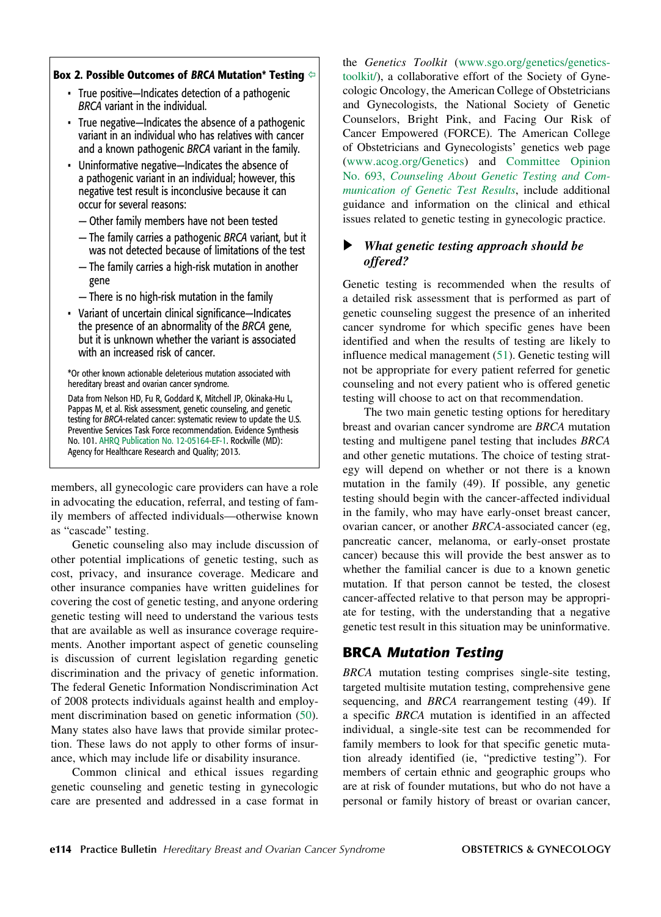**Box 2. Possible Outcomes of *BRCA* Mutation* Testing**

- True positive—Indicates detection of a pathogenic *BRCA* variant in the individual.
- True negative—Indicates the absence of a pathogenic variant in an individual who has relatives with cancer and a known pathogenic *BRCA* variant in the family.
- Uninformative negative—Indicates the absence of a pathogenic variant in an individual; however, this negative test result is inconclusive because it can occur for several reasons:
  - Other family members have not been tested
  - The family carries a pathogenic *BRCA* variant, but it was not detected because of limitations of the test
  - The family carries a high-risk mutation in another gene
  - There is no high-risk mutation in the family
- Variant of uncertain clinical significance—Indicates the presence of an abnormality of the *BRCA* gene, but it is unknown whether the variant is associated with an increased risk of cancer.

*Or other known actionable deleterious mutation associated with hereditary breast and ovarian cancer syndrome.

Data from Nelson HD, Fu R, Goddard K, Mitchell JP, Okinaka-Hu L, Pappas M, et al. Risk assessment, genetic counseling, and genetic testing for *BRCA*-related cancer: systematic review to update the U.S. Preventive Services Task Force recommendation. Evidence Synthesis No. 101. AHRQ Publication No. 12-05164-EF-1. Rockville (MD): Agency for Healthcare Research and Quality; 2013.

members, all gynecologic care providers can have a role in advocating the education, referral, and testing of family members of affected individuals—otherwise known as "cascade" testing.

Genetic counseling also may include discussion of other potential implications of genetic testing, such as cost, privacy, and insurance coverage. Medicare and other insurance companies have written guidelines for covering the cost of genetic testing, and anyone ordering genetic testing will need to understand the various tests that are available as well as insurance coverage requirements. Another important aspect of genetic counseling is discussion of current legislation regarding genetic discrimination and the privacy of genetic information. The federal Genetic Information Nondiscrimination Act of 2008 protects individuals against health and employment discrimination based on genetic information (50). Many states also have laws that provide similar protection. These laws do not apply to other forms of insurance, which may include life or disability insurance.

Common clinical and ethical issues regarding genetic counseling and genetic testing in gynecologic care are presented and addressed in a case format in the *Genetics Toolkit* (www.sgo.org/genetics/genetics-toolkit/), a collaborative effort of the Society of Gynecologic Oncology, the American College of Obstetricians and Gynecologists, the National Society of Genetic Counselors, Bright Pink, and Facing Our Risk of Cancer Empowered (FORCE). The American College of Obstetricians and Gynecologists' genetics web page (www.acog.org/Genetics) and Committee Opinion No. 693, *Counseling About Genetic Testing and Communication of Genetic Test Results*, include additional guidance and information on the clinical and ethical issues related to genetic testing in gynecologic practice.

### *What genetic testing approach should be offered?*

Genetic testing is recommended when the results of a detailed risk assessment that is performed as part of genetic counseling suggest the presence of an inherited cancer syndrome for which specific genes have been identified and when the results of testing are likely to influence medical management (51). Genetic testing will not be appropriate for every patient referred for genetic counseling and not every patient who is offered genetic testing will choose to act on that recommendation.

The two main genetic testing options for hereditary breast and ovarian cancer syndrome are *BRCA* mutation testing and multigene panel testing that includes *BRCA* and other genetic mutations. The choice of testing strategy will depend on whether or not there is a known mutation in the family (49). If possible, any genetic testing should begin with the cancer-affected individual in the family, who may have early-onset breast cancer, ovarian cancer, or another *BRCA*-associated cancer (eg, pancreatic cancer, melanoma, or early-onset prostate cancer) because this will provide the best answer as to whether the familial cancer is due to a known genetic mutation. If that person cannot be tested, the closest cancer-affected relative to that person may be appropriate for testing, with the understanding that a negative genetic test result in this situation may be uninformative.

## BRCA *Mutation Testing*

*BRCA* mutation testing comprises single-site testing, targeted multisite mutation testing, comprehensive gene sequencing, and *BRCA* rearrangement testing (49). If a specific *BRCA* mutation is identified in an affected individual, a single-site test can be recommended for family members to look for that specific genetic mutation already identified (ie, "predictive testing"). For members of certain ethnic and geographic groups who are at risk of founder mutations, but who do not have a personal or family history of breast or ovarian cancer,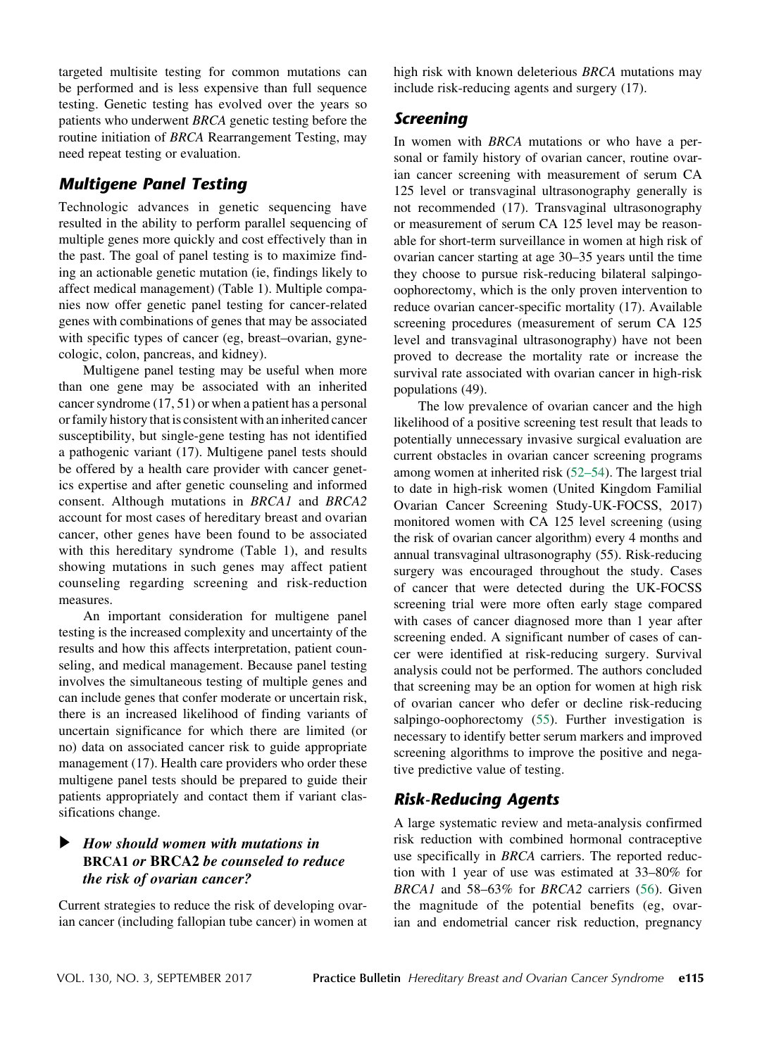targeted multisite testing for common mutations can be performed and is less expensive than full sequence testing. Genetic testing has evolved over the years so patients who underwent *BRCA* genetic testing before the routine initiation of *BRCA* Rearrangement Testing, may need repeat testing or evaluation.

## Multigene Panel Testing

Technologic advances in genetic sequencing have resulted in the ability to perform parallel sequencing of multiple genes more quickly and cost effectively than in the past. The goal of panel testing is to maximize finding an actionable genetic mutation (ie, findings likely to affect medical management) (Table 1). Multiple companies now offer genetic panel testing for cancer-related genes with combinations of genes that may be associated with specific types of cancer (eg, breast–ovarian, gynecologic, colon, pancreas, and kidney).

Multigene panel testing may be useful when more than one gene may be associated with an inherited cancer syndrome (17, 51) or when a patient has a personal or family history that is consistent with an inherited cancer susceptibility, but single-gene testing has not identified a pathogenic variant (17). Multigene panel tests should be offered by a health care provider with cancer genetics expertise and after genetic counseling and informed consent. Although mutations in *BRCA1* and *BRCA2* account for most cases of hereditary breast and ovarian cancer, other genes have been found to be associated with this hereditary syndrome (Table 1), and results showing mutations in such genes may affect patient counseling regarding screening and risk-reduction measures.

An important consideration for multigene panel testing is the increased complexity and uncertainty of the results and how this affects interpretation, patient counseling, and medical management. Because panel testing involves the simultaneous testing of multiple genes and can include genes that confer moderate or uncertain risk, there is an increased likelihood of finding variants of uncertain significance for which there are limited (or no) data on associated cancer risk to guide appropriate management (17). Health care providers who order these multigene panel tests should be prepared to guide their patients appropriately and contact them if variant classifications change.

### ▶ *How should women with mutations in* BRCA1 *or* BRCA2 *be counseled to reduce the risk of ovarian cancer?*

Current strategies to reduce the risk of developing ovarian cancer (including fallopian tube cancer) in women at high risk with known deleterious *BRCA* mutations may include risk-reducing agents and surgery (17).

## Screening

In women with *BRCA* mutations or who have a personal or family history of ovarian cancer, routine ovarian cancer screening with measurement of serum CA 125 level or transvaginal ultrasonography generally is not recommended (17). Transvaginal ultrasonography or measurement of serum CA 125 level may be reasonable for short-term surveillance in women at high risk of ovarian cancer starting at age 30–35 years until the time they choose to pursue risk-reducing bilateral salpingo-oophorectomy, which is the only proven intervention to reduce ovarian cancer-specific mortality (17). Available screening procedures (measurement of serum CA 125 level and transvaginal ultrasonography) have not been proved to decrease the mortality rate or increase the survival rate associated with ovarian cancer in high-risk populations (49).

The low prevalence of ovarian cancer and the high likelihood of a positive screening test result that leads to potentially unnecessary invasive surgical evaluation are current obstacles in ovarian cancer screening programs among women at inherited risk (52–54). The largest trial to date in high-risk women (United Kingdom Familial Ovarian Cancer Screening Study-UK-FOCSS, 2017) monitored women with CA 125 level screening (using the risk of ovarian cancer algorithm) every 4 months and annual transvaginal ultrasonography (55). Risk-reducing surgery was encouraged throughout the study. Cases of cancer that were detected during the UK-FOCSS screening trial were more often early stage compared with cases of cancer diagnosed more than 1 year after screening ended. A significant number of cases of cancer were identified at risk-reducing surgery. Survival analysis could not be performed. The authors concluded that screening may be an option for women at high risk of ovarian cancer who defer or decline risk-reducing salpingo-oophorectomy (55). Further investigation is necessary to identify better serum markers and improved screening algorithms to improve the positive and negative predictive value of testing.

## Risk-Reducing Agents

A large systematic review and meta-analysis confirmed risk reduction with combined hormonal contraceptive use specifically in *BRCA* carriers. The reported reduction with 1 year of use was estimated at 33–80% for *BRCA1* and 58–63% for *BRCA2* carriers (56). Given the magnitude of the potential benefits (eg, ovarian and endometrial cancer risk reduction, pregnancy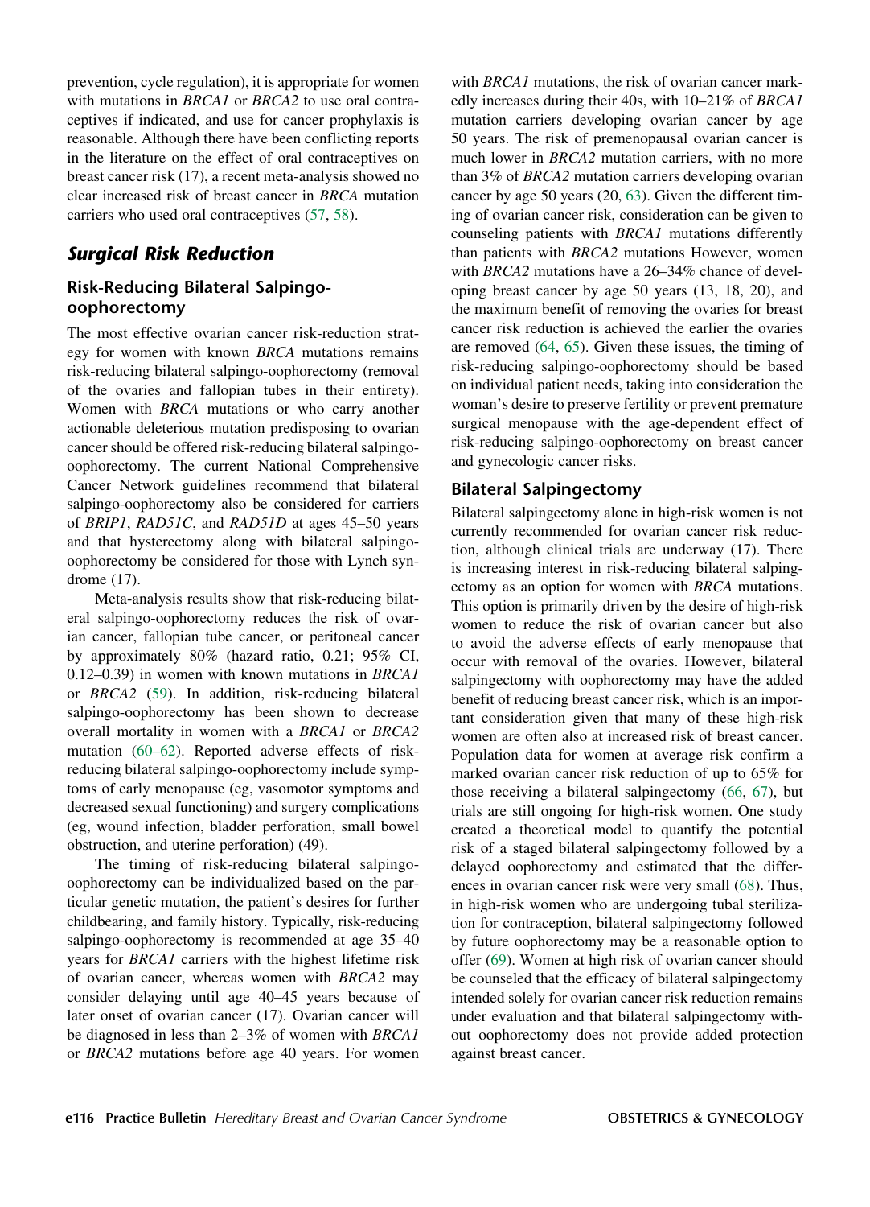prevention, cycle regulation), it is appropriate for women with mutations in *BRCA1* or *BRCA2* to use oral contraceptives if indicated, and use for cancer prophylaxis is reasonable. Although there have been conflicting reports in the literature on the effect of oral contraceptives on breast cancer risk (17), a recent meta-analysis showed no clear increased risk of breast cancer in *BRCA* mutation carriers who used oral contraceptives (57, 58).

## Surgical Risk Reduction

### Risk-Reducing Bilateral Salpingo-oophorectomy

The most effective ovarian cancer risk-reduction strategy for women with known *BRCA* mutations remains risk-reducing bilateral salpingo-oophorectomy (removal of the ovaries and fallopian tubes in their entirety). Women with *BRCA* mutations or who carry another actionable deleterious mutation predisposing to ovarian cancer should be offered risk-reducing bilateral salpingo-oophorectomy. The current National Comprehensive Cancer Network guidelines recommend that bilateral salpingo-oophorectomy also be considered for carriers of *BRIP1*, *RAD51C*, and *RAD51D* at ages 45–50 years and that hysterectomy along with bilateral salpingo-oophorectomy be considered for those with Lynch syndrome (17).

Meta-analysis results show that risk-reducing bilateral salpingo-oophorectomy reduces the risk of ovarian cancer, fallopian tube cancer, or peritoneal cancer by approximately 80% (hazard ratio, 0.21; 95% CI, 0.12–0.39) in women with known mutations in *BRCA1* or *BRCA2* (59). In addition, risk-reducing bilateral salpingo-oophorectomy has been shown to decrease overall mortality in women with a *BRCA1* or *BRCA2* mutation (60–62). Reported adverse effects of risk-reducing bilateral salpingo-oophorectomy include symptoms of early menopause (eg, vasomotor symptoms and decreased sexual functioning) and surgery complications (eg, wound infection, bladder perforation, small bowel obstruction, and uterine perforation) (49).

The timing of risk-reducing bilateral salpingo-oophorectomy can be individualized based on the particular genetic mutation, the patient's desires for further childbearing, and family history. Typically, risk-reducing salpingo-oophorectomy is recommended at age 35–40 years for *BRCA1* carriers with the highest lifetime risk of ovarian cancer, whereas women with *BRCA2* may consider delaying until age 40–45 years because of later onset of ovarian cancer (17). Ovarian cancer will be diagnosed in less than 2–3% of women with *BRCA1* or *BRCA2* mutations before age 40 years. For women with *BRCA1* mutations, the risk of ovarian cancer markedly increases during their 40s, with 10–21% of *BRCA1* mutation carriers developing ovarian cancer by age 50 years. The risk of premenopausal ovarian cancer is much lower in *BRCA2* mutation carriers, with no more than 3% of *BRCA2* mutation carriers developing ovarian cancer by age 50 years (20, 63). Given the different timing of ovarian cancer risk, consideration can be given to counseling patients with *BRCA1* mutations differently than patients with *BRCA2* mutations However, women with *BRCA2* mutations have a 26–34% chance of developing breast cancer by age 50 years (13, 18, 20), and the maximum benefit of removing the ovaries for breast cancer risk reduction is achieved the earlier the ovaries are removed (64, 65). Given these issues, the timing of risk-reducing salpingo-oophorectomy should be based on individual patient needs, taking into consideration the woman's desire to preserve fertility or prevent premature surgical menopause with the age-dependent effect of risk-reducing salpingo-oophorectomy on breast cancer and gynecologic cancer risks.

### Bilateral Salpingectomy

Bilateral salpingectomy alone in high-risk women is not currently recommended for ovarian cancer risk reduction, although clinical trials are underway (17). There is increasing interest in risk-reducing bilateral salpingectomy as an option for women with *BRCA* mutations. This option is primarily driven by the desire of high-risk women to reduce the risk of ovarian cancer but also to avoid the adverse effects of early menopause that occur with removal of the ovaries. However, bilateral salpingectomy with oophorectomy may have the added benefit of reducing breast cancer risk, which is an important consideration given that many of these high-risk women are often also at increased risk of breast cancer. Population data for women at average risk confirm a marked ovarian cancer risk reduction of up to 65% for those receiving a bilateral salpingectomy (66, 67), but trials are still ongoing for high-risk women. One study created a theoretical model to quantify the potential risk of a staged bilateral salpingectomy followed by a delayed oophorectomy and estimated that the differences in ovarian cancer risk were very small (68). Thus, in high-risk women who are undergoing tubal sterilization for contraception, bilateral salpingectomy followed by future oophorectomy may be a reasonable option to offer (69). Women at high risk of ovarian cancer should be counseled that the efficacy of bilateral salpingectomy intended solely for ovarian cancer risk reduction remains under evaluation and that bilateral salpingectomy without oophorectomy does not provide added protection against breast cancer.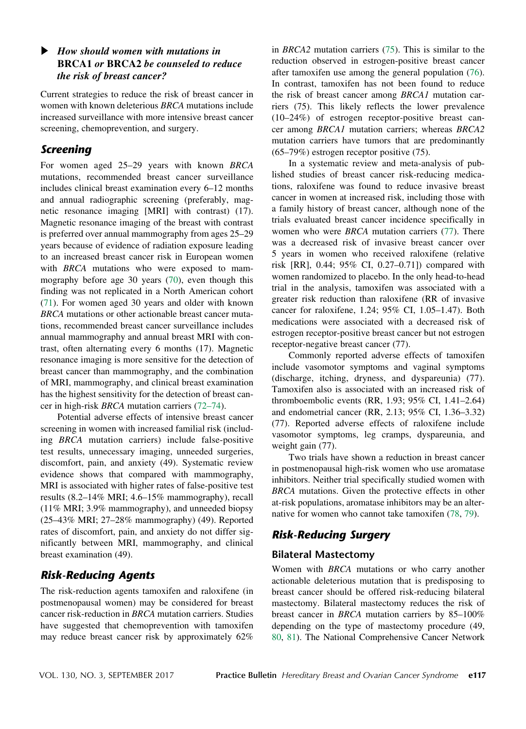### ▶ *How should women with mutations in* **BRCA1** *or* **BRCA2** *be counseled to reduce the risk of breast cancer?*

Current strategies to reduce the risk of breast cancer in women with known deleterious *BRCA* mutations include increased surveillance with more intensive breast cancer screening, chemoprevention, and surgery.

## *Screening*

For women aged 25–29 years with known *BRCA* mutations, recommended breast cancer surveillance includes clinical breast examination every 6–12 months and annual radiographic screening (preferably, magnetic resonance imaging [MRI] with contrast) (17). Magnetic resonance imaging of the breast with contrast is preferred over annual mammography from ages 25–29 years because of evidence of radiation exposure leading to an increased breast cancer risk in European women with *BRCA* mutations who were exposed to mammography before age 30 years (70), even though this finding was not replicated in a North American cohort (71). For women aged 30 years and older with known *BRCA* mutations or other actionable breast cancer mutations, recommended breast cancer surveillance includes annual mammography and annual breast MRI with contrast, often alternating every 6 months (17). Magnetic resonance imaging is more sensitive for the detection of breast cancer than mammography, and the combination of MRI, mammography, and clinical breast examination has the highest sensitivity for the detection of breast cancer in high-risk *BRCA* mutation carriers (72–74).

Potential adverse effects of intensive breast cancer screening in women with increased familial risk (including *BRCA* mutation carriers) include false-positive test results, unnecessary imaging, unneeded surgeries, discomfort, pain, and anxiety (49). Systematic review evidence shows that compared with mammography, MRI is associated with higher rates of false-positive test results (8.2–14% MRI; 4.6–15% mammography), recall (11% MRI; 3.9% mammography), and unneeded biopsy (25–43% MRI; 27–28% mammography) (49). Reported rates of discomfort, pain, and anxiety do not differ significantly between MRI, mammography, and clinical breast examination (49).

## *Risk-Reducing Agents*

The risk-reduction agents tamoxifen and raloxifene (in postmenopausal women) may be considered for breast cancer risk-reduction in *BRCA* mutation carriers. Studies have suggested that chemoprevention with tamoxifen may reduce breast cancer risk by approximately 62% in *BRCA2* mutation carriers (75). This is similar to the reduction observed in estrogen-positive breast cancer after tamoxifen use among the general population (76). In contrast, tamoxifen has not been found to reduce the risk of breast cancer among *BRCA1* mutation carriers (75). This likely reflects the lower prevalence (10–24%) of estrogen receptor-positive breast cancer among *BRCA1* mutation carriers; whereas *BRCA2* mutation carriers have tumors that are predominantly (65–79%) estrogen receptor positive (75).

In a systematic review and meta-analysis of published studies of breast cancer risk-reducing medications, raloxifene was found to reduce invasive breast cancer in women at increased risk, including those with a family history of breast cancer, although none of the trials evaluated breast cancer incidence specifically in women who were *BRCA* mutation carriers (77). There was a decreased risk of invasive breast cancer over 5 years in women who received raloxifene (relative risk [RR], 0.44; 95% CI, 0.27–0.71]) compared with women randomized to placebo. In the only head-to-head trial in the analysis, tamoxifen was associated with a greater risk reduction than raloxifene (RR of invasive cancer for raloxifene, 1.24; 95% CI, 1.05–1.47). Both medications were associated with a decreased risk of estrogen receptor-positive breast cancer but not estrogen receptor-negative breast cancer (77).

Commonly reported adverse effects of tamoxifen include vasomotor symptoms and vaginal symptoms (discharge, itching, dryness, and dyspareunia) (77). Tamoxifen also is associated with an increased risk of thromboembolic events (RR, 1.93; 95% CI, 1.41–2.64) and endometrial cancer (RR, 2.13; 95% CI, 1.36–3.32) (77). Reported adverse effects of raloxifene include vasomotor symptoms, leg cramps, dyspareunia, and weight gain (77).

Two trials have shown a reduction in breast cancer in postmenopausal high-risk women who use aromatase inhibitors. Neither trial specifically studied women with *BRCA* mutations. Given the protective effects in other at-risk populations, aromatase inhibitors may be an alternative for women who cannot take tamoxifen (78, 79).

## *Risk-Reducing Surgery*

### Bilateral Mastectomy

Women with *BRCA* mutations or who carry another actionable deleterious mutation that is predisposing to breast cancer should be offered risk-reducing bilateral mastectomy. Bilateral mastectomy reduces the risk of breast cancer in *BRCA* mutation carriers by 85–100% depending on the type of mastectomy procedure (49, 80, 81). The National Comprehensive Cancer Network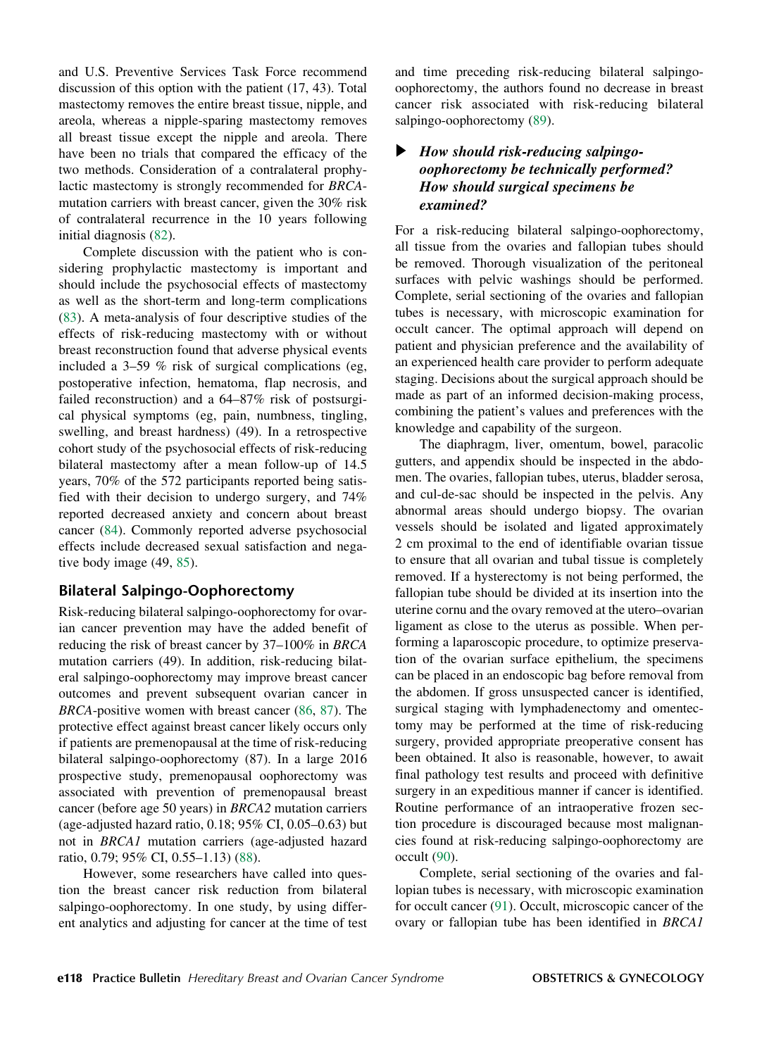and U.S. Preventive Services Task Force recommend discussion of this option with the patient (17, 43). Total mastectomy removes the entire breast tissue, nipple, and areola, whereas a nipple-sparing mastectomy removes all breast tissue except the nipple and areola. There have been no trials that compared the efficacy of the two methods. Consideration of a contralateral prophylactic mastectomy is strongly recommended for *BRCA*-mutation carriers with breast cancer, given the 30% risk of contralateral recurrence in the 10 years following initial diagnosis (82).

Complete discussion with the patient who is considering prophylactic mastectomy is important and should include the psychosocial effects of mastectomy as well as the short-term and long-term complications (83). A meta-analysis of four descriptive studies of the effects of risk-reducing mastectomy with or without breast reconstruction found that adverse physical events included a 3–59 % risk of surgical complications (eg, postoperative infection, hematoma, flap necrosis, and failed reconstruction) and a 64–87% risk of postsurgical physical symptoms (eg, pain, numbness, tingling, swelling, and breast hardness) (49). In a retrospective cohort study of the psychosocial effects of risk-reducing bilateral mastectomy after a mean follow-up of 14.5 years, 70% of the 572 participants reported being satisfied with their decision to undergo surgery, and 74% reported decreased anxiety and concern about breast cancer (84). Commonly reported adverse psychosocial effects include decreased sexual satisfaction and negative body image (49, 85).

## Bilateral Salpingo-Oophorectomy

Risk-reducing bilateral salpingo-oophorectomy for ovarian cancer prevention may have the added benefit of reducing the risk of breast cancer by 37–100% in *BRCA* mutation carriers (49). In addition, risk-reducing bilateral salpingo-oophorectomy may improve breast cancer outcomes and prevent subsequent ovarian cancer in *BRCA*-positive women with breast cancer (86, 87). The protective effect against breast cancer likely occurs only if patients are premenopausal at the time of risk-reducing bilateral salpingo-oophorectomy (87). In a large 2016 prospective study, premenopausal oophorectomy was associated with prevention of premenopausal breast cancer (before age 50 years) in *BRCA2* mutation carriers (age-adjusted hazard ratio, 0.18; 95% CI, 0.05–0.63) but not in *BRCA1* mutation carriers (age-adjusted hazard ratio, 0.79; 95% CI, 0.55–1.13) (88).

However, some researchers have called into question the breast cancer risk reduction from bilateral salpingo-oophorectomy. In one study, by using different analytics and adjusting for cancer at the time of test and time preceding risk-reducing bilateral salpingo-oophorectomy, the authors found no decrease in breast cancer risk associated with risk-reducing bilateral salpingo-oophorectomy (89).

### ▶ *How should risk-reducing salpingo-oophorectomy be technically performed? How should surgical specimens be examined?*

For a risk-reducing bilateral salpingo-oophorectomy, all tissue from the ovaries and fallopian tubes should be removed. Thorough visualization of the peritoneal surfaces with pelvic washings should be performed. Complete, serial sectioning of the ovaries and fallopian tubes is necessary, with microscopic examination for occult cancer. The optimal approach will depend on patient and physician preference and the availability of an experienced health care provider to perform adequate staging. Decisions about the surgical approach should be made as part of an informed decision-making process, combining the patient's values and preferences with the knowledge and capability of the surgeon.

The diaphragm, liver, omentum, bowel, paracolic gutters, and appendix should be inspected in the abdomen. The ovaries, fallopian tubes, uterus, bladder serosa, and cul-de-sac should be inspected in the pelvis. Any abnormal areas should undergo biopsy. The ovarian vessels should be isolated and ligated approximately 2 cm proximal to the end of identifiable ovarian tissue to ensure that all ovarian and tubal tissue is completely removed. If a hysterectomy is not being performed, the fallopian tube should be divided at its insertion into the uterine cornu and the ovary removed at the utero–ovarian ligament as close to the uterus as possible. When performing a laparoscopic procedure, to optimize preservation of the ovarian surface epithelium, the specimens can be placed in an endoscopic bag before removal from the abdomen. If gross unsuspected cancer is identified, surgical staging with lymphadenectomy and omentectomy may be performed at the time of risk-reducing surgery, provided appropriate preoperative consent has been obtained. It also is reasonable, however, to await final pathology test results and proceed with definitive surgery in an expeditious manner if cancer is identified. Routine performance of an intraoperative frozen section procedure is discouraged because most malignancies found at risk-reducing salpingo-oophorectomy are occult (90).

Complete, serial sectioning of the ovaries and fallopian tubes is necessary, with microscopic examination for occult cancer (91). Occult, microscopic cancer of the ovary or fallopian tube has been identified in *BRCA1*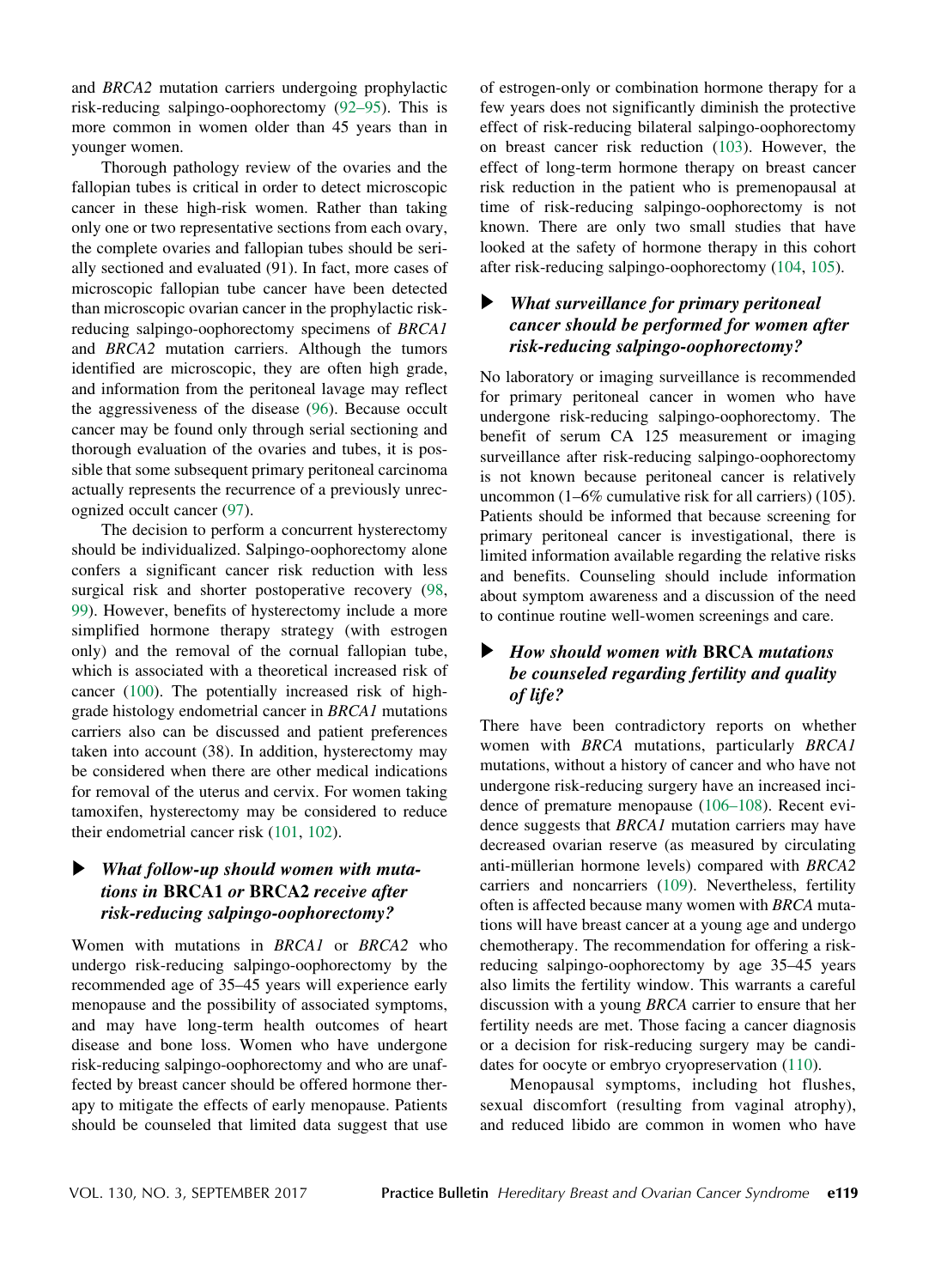and *BRCA2* mutation carriers undergoing prophylactic risk-reducing salpingo-oophorectomy (92–95). This is more common in women older than 45 years than in younger women.

Thorough pathology review of the ovaries and the fallopian tubes is critical in order to detect microscopic cancer in these high-risk women. Rather than taking only one or two representative sections from each ovary, the complete ovaries and fallopian tubes should be serially sectioned and evaluated (91). In fact, more cases of microscopic fallopian tube cancer have been detected than microscopic ovarian cancer in the prophylactic risk-reducing salpingo-oophorectomy specimens of *BRCA1* and *BRCA2* mutation carriers. Although the tumors identified are microscopic, they are often high grade, and information from the peritoneal lavage may reflect the aggressiveness of the disease (96). Because occult cancer may be found only through serial sectioning and thorough evaluation of the ovaries and tubes, it is possible that some subsequent primary peritoneal carcinoma actually represents the recurrence of a previously unrecognized occult cancer (97).

The decision to perform a concurrent hysterectomy should be individualized. Salpingo-oophorectomy alone confers a significant cancer risk reduction with less surgical risk and shorter postoperative recovery (98, 99). However, benefits of hysterectomy include a more simplified hormone therapy strategy (with estrogen only) and the removal of the cornual fallopian tube, which is associated with a theoretical increased risk of cancer (100). The potentially increased risk of high-grade histology endometrial cancer in *BRCA1* mutations carriers also can be discussed and patient preferences taken into account (38). In addition, hysterectomy may be considered when there are other medical indications for removal of the uterus and cervix. For women taking tamoxifen, hysterectomy may be considered to reduce their endometrial cancer risk (101, 102).

### ▶ *What follow-up should women with mutations in* **BRCA1** *or* **BRCA2** *receive after risk-reducing salpingo-oophorectomy?*

Women with mutations in *BRCA1* or *BRCA2* who undergo risk-reducing salpingo-oophorectomy by the recommended age of 35–45 years will experience early menopause and the possibility of associated symptoms, and may have long-term health outcomes of heart disease and bone loss. Women who have undergone risk-reducing salpingo-oophorectomy and who are unaffected by breast cancer should be offered hormone therapy to mitigate the effects of early menopause. Patients should be counseled that limited data suggest that use of estrogen-only or combination hormone therapy for a few years does not significantly diminish the protective effect of risk-reducing bilateral salpingo-oophorectomy on breast cancer risk reduction (103). However, the effect of long-term hormone therapy on breast cancer risk reduction in the patient who is premenopausal at time of risk-reducing salpingo-oophorectomy is not known. There are only two small studies that have looked at the safety of hormone therapy in this cohort after risk-reducing salpingo-oophorectomy (104, 105).

### ▶ *What surveillance for primary peritoneal cancer should be performed for women after risk-reducing salpingo-oophorectomy?*

No laboratory or imaging surveillance is recommended for primary peritoneal cancer in women who have undergone risk-reducing salpingo-oophorectomy. The benefit of serum CA 125 measurement or imaging surveillance after risk-reducing salpingo-oophorectomy is not known because peritoneal cancer is relatively uncommon (1–6% cumulative risk for all carriers) (105). Patients should be informed that because screening for primary peritoneal cancer is investigational, there is limited information available regarding the relative risks and benefits. Counseling should include information about symptom awareness and a discussion of the need to continue routine well-women screenings and care.

### ▶ *How should women with* **BRCA** *mutations be counseled regarding fertility and quality of life?*

There have been contradictory reports on whether women with *BRCA* mutations, particularly *BRCA1* mutations, without a history of cancer and who have not undergone risk-reducing surgery have an increased incidence of premature menopause (106–108). Recent evidence suggests that *BRCA1* mutation carriers may have decreased ovarian reserve (as measured by circulating anti-müllerian hormone levels) compared with *BRCA2* carriers and noncarriers (109). Nevertheless, fertility often is affected because many women with *BRCA* mutations will have breast cancer at a young age and undergo chemotherapy. The recommendation for offering a risk-reducing salpingo-oophorectomy by age 35–45 years also limits the fertility window. This warrants a careful discussion with a young *BRCA* carrier to ensure that her fertility needs are met. Those facing a cancer diagnosis or a decision for risk-reducing surgery may be candidates for oocyte or embryo cryopreservation (110).

Menopausal symptoms, including hot flushes, sexual discomfort (resulting from vaginal atrophy), and reduced libido are common in women who have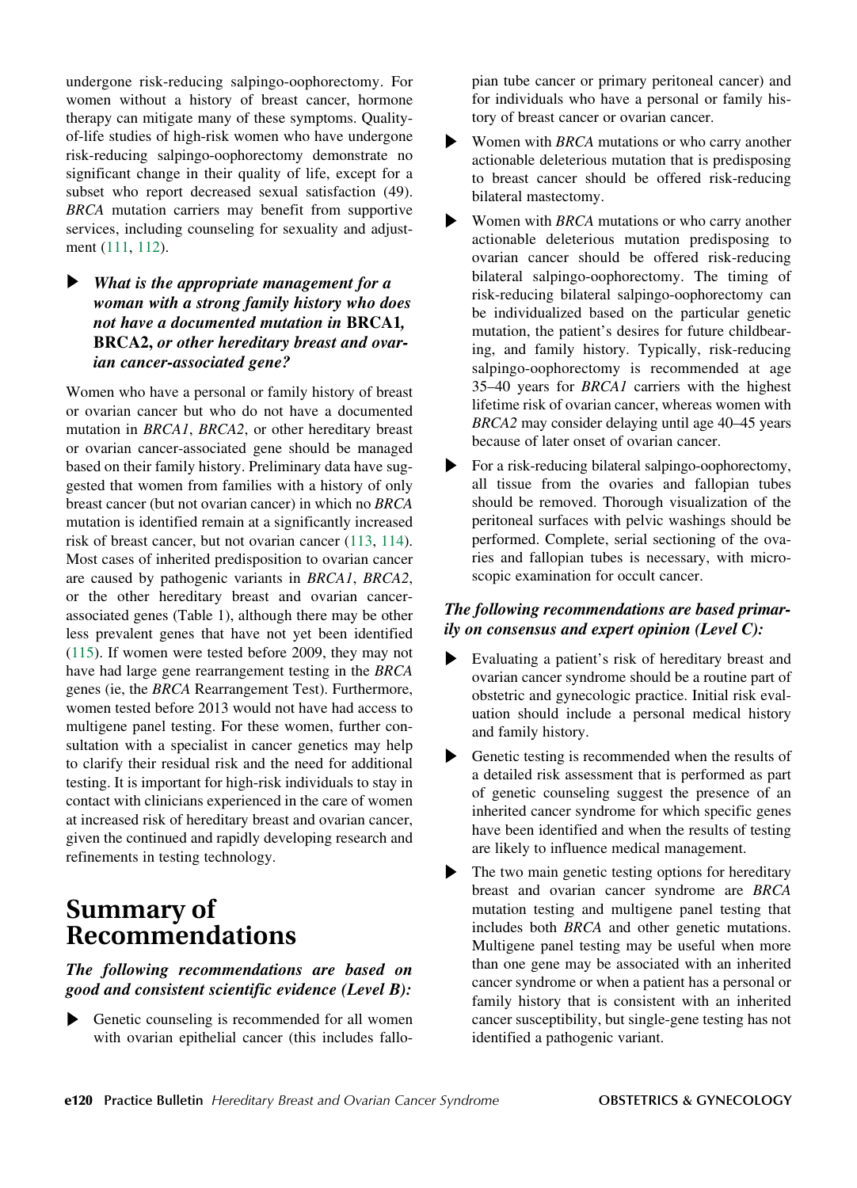undergone risk-reducing salpingo-oophorectomy. For women without a history of breast cancer, hormone therapy can mitigate many of these symptoms. Quality-of-life studies of high-risk women who have undergone risk-reducing salpingo-oophorectomy demonstrate no significant change in their quality of life, except for a subset who report decreased sexual satisfaction (49). *BRCA* mutation carriers may benefit from supportive services, including counseling for sexuality and adjustment (111, 112).

### ▶ *What is the appropriate management for a woman with a strong family history who does not have a documented mutation in* **BRCA1, BRCA2,** *or other hereditary breast and ovarian cancer-associated gene?*

Women who have a personal or family history of breast or ovarian cancer but who do not have a documented mutation in *BRCA1*, *BRCA2*, or other hereditary breast or ovarian cancer-associated gene should be managed based on their family history. Preliminary data have suggested that women from families with a history of only breast cancer (but not ovarian cancer) in which no *BRCA* mutation is identified remain at a significantly increased risk of breast cancer, but not ovarian cancer (113, 114). Most cases of inherited predisposition to ovarian cancer are caused by pathogenic variants in *BRCA1*, *BRCA2*, or the other hereditary breast and ovarian cancer-associated genes (Table 1), although there may be other less prevalent genes that have not yet been identified (115). If women were tested before 2009, they may not have had large gene rearrangement testing in the *BRCA* genes (ie, the *BRCA* Rearrangement Test). Furthermore, women tested before 2013 would not have had access to multigene panel testing. For these women, further consultation with a specialist in cancer genetics may help to clarify their residual risk and the need for additional testing. It is important for high-risk individuals to stay in contact with clinicians experienced in the care of women at increased risk of hereditary breast and ovarian cancer, given the continued and rapidly developing research and refinements in testing technology.

# Summary of Recommendations

### *The following recommendations are based on good and consistent scientific evidence (Level B):*

- Genetic counseling is recommended for all women with ovarian epithelial cancer (this includes fallopian tube cancer or primary peritoneal cancer) and for individuals who have a personal or family history of breast cancer or ovarian cancer.
- Women with *BRCA* mutations or who carry another actionable deleterious mutation that is predisposing to breast cancer should be offered risk-reducing bilateral mastectomy.
- Women with *BRCA* mutations or who carry another actionable deleterious mutation predisposing to ovarian cancer should be offered risk-reducing bilateral salpingo-oophorectomy. The timing of risk-reducing bilateral salpingo-oophorectomy can be individualized based on the particular genetic mutation, the patient's desires for future childbearing, and family history. Typically, risk-reducing salpingo-oophorectomy is recommended at age 35–40 years for *BRCA1* carriers with the highest lifetime risk of ovarian cancer, whereas women with *BRCA2* may consider delaying until age 40–45 years because of later onset of ovarian cancer.
- For a risk-reducing bilateral salpingo-oophorectomy, all tissue from the ovaries and fallopian tubes should be removed. Thorough visualization of the peritoneal surfaces with pelvic washings should be performed. Complete, serial sectioning of the ovaries and fallopian tubes is necessary, with microscopic examination for occult cancer.

### *The following recommendations are based primarily on consensus and expert opinion (Level C):*

- Evaluating a patient's risk of hereditary breast and ovarian cancer syndrome should be a routine part of obstetric and gynecologic practice. Initial risk evaluation should include a personal medical history and family history.
- Genetic testing is recommended when the results of a detailed risk assessment that is performed as part of genetic counseling suggest the presence of an inherited cancer syndrome for which specific genes have been identified and when the results of testing are likely to influence medical management.
- The two main genetic testing options for hereditary breast and ovarian cancer syndrome are *BRCA* mutation testing and multigene panel testing that includes both *BRCA* and other genetic mutations. Multigene panel testing may be useful when more than one gene may be associated with an inherited cancer syndrome or when a patient has a personal or family history that is consistent with an inherited cancer susceptibility, but single-gene testing has not identified a pathogenic variant.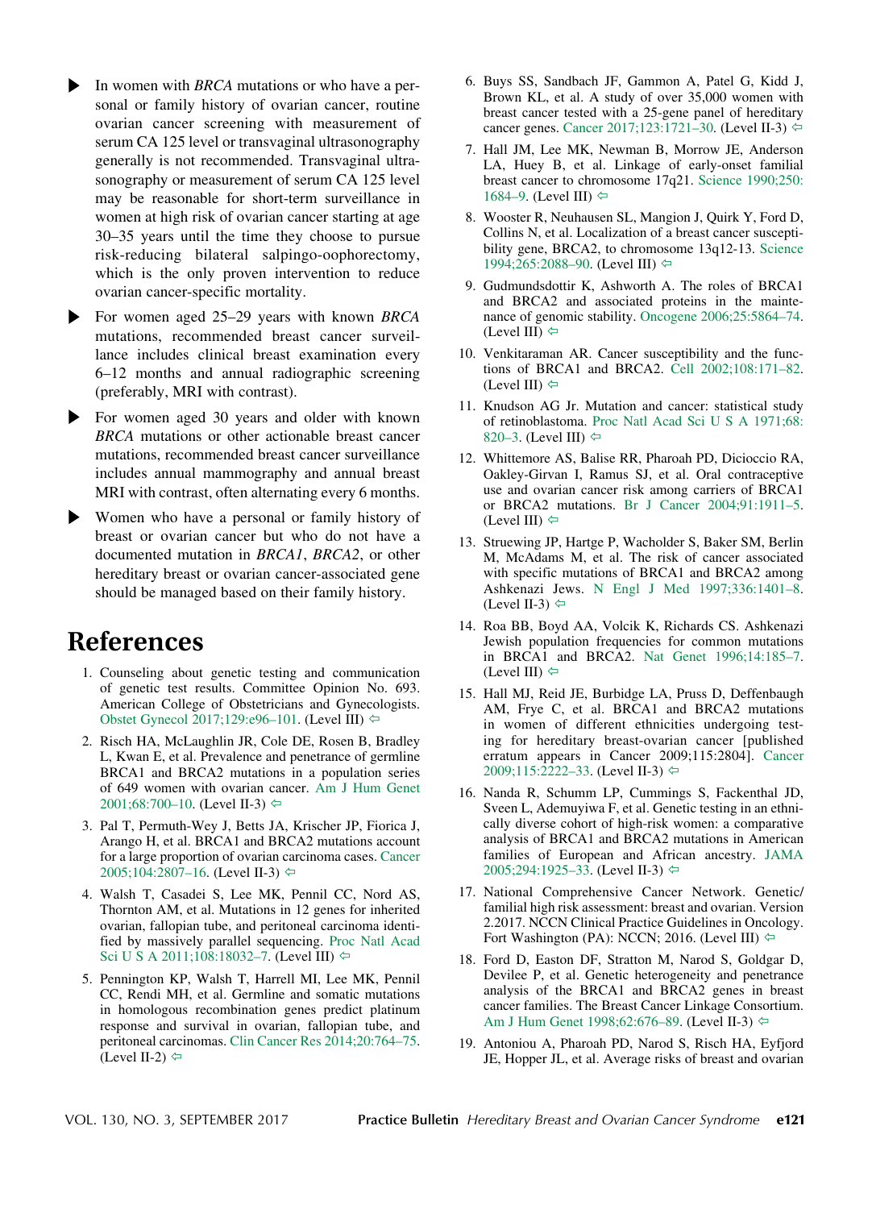- In women with *BRCA* mutations or who have a personal or family history of ovarian cancer, routine ovarian cancer screening with measurement of serum CA 125 level or transvaginal ultrasonography generally is not recommended. Transvaginal ultrasonography or measurement of serum CA 125 level may be reasonable for short-term surveillance in women at high risk of ovarian cancer starting at age 30–35 years until the time they choose to pursue risk-reducing bilateral salpingo-oophorectomy, which is the only proven intervention to reduce ovarian cancer-specific mortality.
- For women aged 25–29 years with known *BRCA* mutations, recommended breast cancer surveillance includes clinical breast examination every 6–12 months and annual radiographic screening (preferably, MRI with contrast).
- For women aged 30 years and older with known *BRCA* mutations or other actionable breast cancer mutations, recommended breast cancer surveillance includes annual mammography and annual breast MRI with contrast, often alternating every 6 months.
- Women who have a personal or family history of breast or ovarian cancer but who do not have a documented mutation in *BRCA1*, *BRCA2*, or other hereditary breast or ovarian cancer-associated gene should be managed based on their family history.

# References

1. Counseling about genetic testing and communication of genetic test results. Committee Opinion No. 693. American College of Obstetricians and Gynecologists. Obstet Gynecol 2017;129:e96–101. (Level III) ⇦
2. Risch HA, McLaughlin JR, Cole DE, Rosen B, Bradley L, Kwan E, et al. Prevalence and penetrance of germline BRCA1 and BRCA2 mutations in a population series of 649 women with ovarian cancer. Am J Hum Genet 2001;68:700–10. (Level II-3) ⇦
3. Pal T, Permuth-Wey J, Betts JA, Krischer JP, Fiorica J, Arango H, et al. BRCA1 and BRCA2 mutations account for a large proportion of ovarian carcinoma cases. Cancer 2005;104:2807–16. (Level II-3) ⇦
4. Walsh T, Casadei S, Lee MK, Pennil CC, Nord AS, Thornton AM, et al. Mutations in 12 genes for inherited ovarian, fallopian tube, and peritoneal carcinoma identified by massively parallel sequencing. Proc Natl Acad Sci U S A 2011;108:18032–7. (Level III) ⇦
5. Pennington KP, Walsh T, Harrell MI, Lee MK, Pennil CC, Rendi MH, et al. Germline and somatic mutations in homologous recombination genes predict platinum response and survival in ovarian, fallopian tube, and peritoneal carcinomas. Clin Cancer Res 2014;20:764–75. (Level II-2) ⇦
6. Buys SS, Sandbach JF, Gammon A, Patel G, Kidd J, Brown KL, et al. A study of over 35,000 women with breast cancer tested with a 25-gene panel of hereditary cancer genes. Cancer 2017;123:1721–30. (Level II-3) ⇦
7. Hall JM, Lee MK, Newman B, Morrow JE, Anderson LA, Huey B, et al. Linkage of early-onset familial breast cancer to chromosome 17q21. Science 1990;250:1684–9. (Level III) ⇦
8. Wooster R, Neuhausen SL, Mangion J, Quirk Y, Ford D, Collins N, et al. Localization of a breast cancer susceptibility gene, BRCA2, to chromosome 13q12-13. Science 1994;265:2088–90. (Level III) ⇦
9. Gudmundsdottir K, Ashworth A. The roles of BRCA1 and BRCA2 and associated proteins in the maintenance of genomic stability. Oncogene 2006;25:5864–74. (Level III) ⇦
10. Venkitaraman AR. Cancer susceptibility and the functions of BRCA1 and BRCA2. Cell 2002;108:171–82. (Level III) ⇦
11. Knudson AG Jr. Mutation and cancer: statistical study of retinoblastoma. Proc Natl Acad Sci U S A 1971;68:820–3. (Level III) ⇦
12. Whittemore AS, Balise RR, Pharoah PD, Dicioccio RA, Oakley-Girvan I, Ramus SJ, et al. Oral contraceptive use and ovarian cancer risk among carriers of BRCA1 or BRCA2 mutations. Br J Cancer 2004;91:1911–5. (Level III) ⇦
13. Struewing JP, Hartge P, Wacholder S, Baker SM, Berlin M, McAdams M, et al. The risk of cancer associated with specific mutations of BRCA1 and BRCA2 among Ashkenazi Jews. N Engl J Med 1997;336:1401–8. (Level II-3) ⇦
14. Roa BB, Boyd AA, Volcik K, Richards CS. Ashkenazi Jewish population frequencies for common mutations in BRCA1 and BRCA2. Nat Genet 1996;14:185–7. (Level III) ⇦
15. Hall MJ, Reid JE, Burbidge LA, Pruss D, Deffenbaugh AM, Frye C, et al. BRCA1 and BRCA2 mutations in women of different ethnicities undergoing testing for hereditary breast-ovarian cancer [published erratum appears in Cancer 2009;115:2804]. Cancer 2009;115:2222–33. (Level II-3) ⇦
16. Nanda R, Schumm LP, Cummings S, Fackenthal JD, Sveen L, Ademuyiwa F, et al. Genetic testing in an ethnically diverse cohort of high-risk women: a comparative analysis of BRCA1 and BRCA2 mutations in American families of European and African ancestry. JAMA 2005;294:1925–33. (Level II-3) ⇦
17. National Comprehensive Cancer Network. Genetic/familial high risk assessment: breast and ovarian. Version 2.2017. NCCN Clinical Practice Guidelines in Oncology. Fort Washington (PA): NCCN; 2016. (Level III) ⇦
18. Ford D, Easton DF, Stratton M, Narod S, Goldgar D, Devilee P, et al. Genetic heterogeneity and penetrance analysis of the BRCA1 and BRCA2 genes in breast cancer families. The Breast Cancer Linkage Consortium. Am J Hum Genet 1998;62:676–89. (Level II-3) ⇦
19. Antoniou A, Pharoah PD, Narod S, Risch HA, Eyfjord JE, Hopper JL, et al. Average risks of breast and ovarian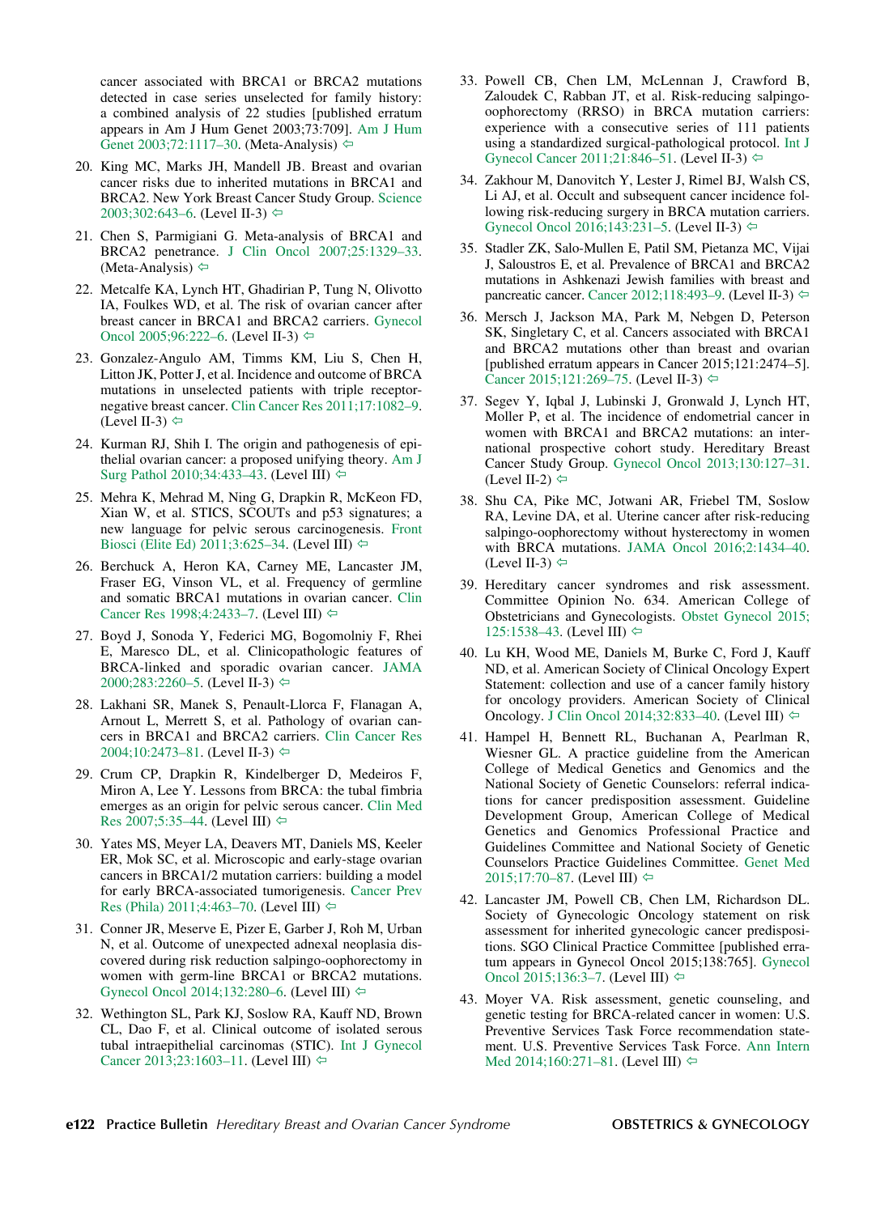cancer associated with BRCA1 or BRCA2 mutations detected in case series unselected for family history: a combined analysis of 22 studies [published erratum appears in Am J Hum Genet 2003;73:709]. Am J Hum Genet 2003;72:1117–30. (Meta-Analysis) ⇦

20. King MC, Marks JH, Mandell JB. Breast and ovarian cancer risks due to inherited mutations in BRCA1 and BRCA2. New York Breast Cancer Study Group. Science 2003;302:643–6. (Level II-3) ⇦

21. Chen S, Parmigiani G. Meta-analysis of BRCA1 and BRCA2 penetrance. J Clin Oncol 2007;25:1329–33. (Meta-Analysis) ⇦

22. Metcalfe KA, Lynch HT, Ghadirian P, Tung N, Olivotto IA, Foulkes WD, et al. The risk of ovarian cancer after breast cancer in BRCA1 and BRCA2 carriers. Gynecol Oncol 2005;96:222–6. (Level II-3) ⇦

23. Gonzalez-Angulo AM, Timms KM, Liu S, Chen H, Litton JK, Potter J, et al. Incidence and outcome of BRCA mutations in unselected patients with triple receptor-negative breast cancer. Clin Cancer Res 2011;17:1082–9. (Level II-3) ⇦

24. Kurman RJ, Shih I. The origin and pathogenesis of epithelial ovarian cancer: a proposed unifying theory. Am J Surg Pathol 2010;34:433–43. (Level III) ⇦

25. Mehra K, Mehrad M, Ning G, Drapkin R, McKeon FD, Xian W, et al. STICS, SCOUTs and p53 signatures; a new language for pelvic serous carcinogenesis. Front Biosci (Elite Ed) 2011;3:625–34. (Level III) ⇦

26. Berchuck A, Heron KA, Carney ME, Lancaster JM, Fraser EG, Vinson VL, et al. Frequency of germline and somatic BRCA1 mutations in ovarian cancer. Clin Cancer Res 1998;4:2433–7. (Level III) ⇦

27. Boyd J, Sonoda Y, Federici MG, Bogomolniy F, Rhei E, Maresco DL, et al. Clinicopathologic features of BRCA-linked and sporadic ovarian cancer. JAMA 2000;283:2260–5. (Level II-3) ⇦

28. Lakhani SR, Manek S, Penault-Llorca F, Flanagan A, Arnout L, Merrett S, et al. Pathology of ovarian cancers in BRCA1 and BRCA2 carriers. Clin Cancer Res 2004;10:2473–81. (Level II-3) ⇦

29. Crum CP, Drapkin R, Kindelberger D, Medeiros F, Miron A, Lee Y. Lessons from BRCA: the tubal fimbria emerges as an origin for pelvic serous cancer. Clin Med Res 2007;5:35–44. (Level III) ⇦

30. Yates MS, Meyer LA, Deavers MT, Daniels MS, Keeler ER, Mok SC, et al. Microscopic and early-stage ovarian cancers in BRCA1/2 mutation carriers: building a model for early BRCA-associated tumorigenesis. Cancer Prev Res (Phila) 2011;4:463–70. (Level III) ⇦

31. Conner JR, Meserve E, Pizer E, Garber J, Roh M, Urban N, et al. Outcome of unexpected adnexal neoplasia discovered during risk reduction salpingo-oophorectomy in women with germ-line BRCA1 or BRCA2 mutations. Gynecol Oncol 2014;132:280–6. (Level III) ⇦

32. Wethington SL, Park KJ, Soslow RA, Kauff ND, Brown CL, Dao F, et al. Clinical outcome of isolated serous tubal intraepithelial carcinomas (STIC). Int J Gynecol Cancer 2013;23:1603–11. (Level III) ⇦

33. Powell CB, Chen LM, McLennan J, Crawford B, Zaloudek C, Rabban JT, et al. Risk-reducing salpingo-oophorectomy (RRSO) in BRCA mutation carriers: experience with a consecutive series of 111 patients using a standardized surgical-pathological protocol. Int J Gynecol Cancer 2011;21:846–51. (Level II-3) ⇦

34. Zakhour M, Danovitch Y, Lester J, Rimel BJ, Walsh CS, Li AJ, et al. Occult and subsequent cancer incidence following risk-reducing surgery in BRCA mutation carriers. Gynecol Oncol 2016;143:231–5. (Level II-3) ⇦

35. Stadler ZK, Salo-Mullen E, Patil SM, Pietanza MC, Vijai J, Saloustros E, et al. Prevalence of BRCA1 and BRCA2 mutations in Ashkenazi Jewish families with breast and pancreatic cancer. Cancer 2012;118:493–9. (Level II-3) ⇦

36. Mersch J, Jackson MA, Park M, Nebgen D, Peterson SK, Singletary C, et al. Cancers associated with BRCA1 and BRCA2 mutations other than breast and ovarian [published erratum appears in Cancer 2015;121:2474–5]. Cancer 2015;121:269–75. (Level II-3) ⇦

37. Segev Y, Iqbal J, Lubinski J, Gronwald J, Lynch HT, Moller P, et al. The incidence of endometrial cancer in women with BRCA1 and BRCA2 mutations: an international prospective cohort study. Hereditary Breast Cancer Study Group. Gynecol Oncol 2013;130:127–31. (Level II-2) ⇦

38. Shu CA, Pike MC, Jotwani AR, Friebel TM, Soslow RA, Levine DA, et al. Uterine cancer after risk-reducing salpingo-oophorectomy without hysterectomy in women with BRCA mutations. JAMA Oncol 2016;2:1434–40. (Level II-3) ⇦

39. Hereditary cancer syndromes and risk assessment. Committee Opinion No. 634. American College of Obstetricians and Gynecologists. Obstet Gynecol 2015; 125:1538–43. (Level III) ⇦

40. Lu KH, Wood ME, Daniels M, Burke C, Ford J, Kauff ND, et al. American Society of Clinical Oncology Expert Statement: collection and use of a cancer family history for oncology providers. American Society of Clinical Oncology. J Clin Oncol 2014;32:833–40. (Level III) ⇦

41. Hampel H, Bennett RL, Buchanan A, Pearlman R, Wiesner GL. A practice guideline from the American College of Medical Genetics and Genomics and the National Society of Genetic Counselors: referral indications for cancer predisposition assessment. Guideline Development Group, American College of Medical Genetics and Genomics Professional Practice and Guidelines Committee and National Society of Genetic Counselors Practice Guidelines Committee. Genet Med 2015;17:70–87. (Level III) ⇦

42. Lancaster JM, Powell CB, Chen LM, Richardson DL. Society of Gynecologic Oncology statement on risk assessment for inherited gynecologic cancer predispositions. SGO Clinical Practice Committee [published erratum appears in Gynecol Oncol 2015;138:765]. Gynecol Oncol 2015;136:3–7. (Level III) ⇦

43. Moyer VA. Risk assessment, genetic counseling, and genetic testing for BRCA-related cancer in women: U.S. Preventive Services Task Force recommendation statement. U.S. Preventive Services Task Force. Ann Intern Med 2014;160:271–81. (Level III) ⇦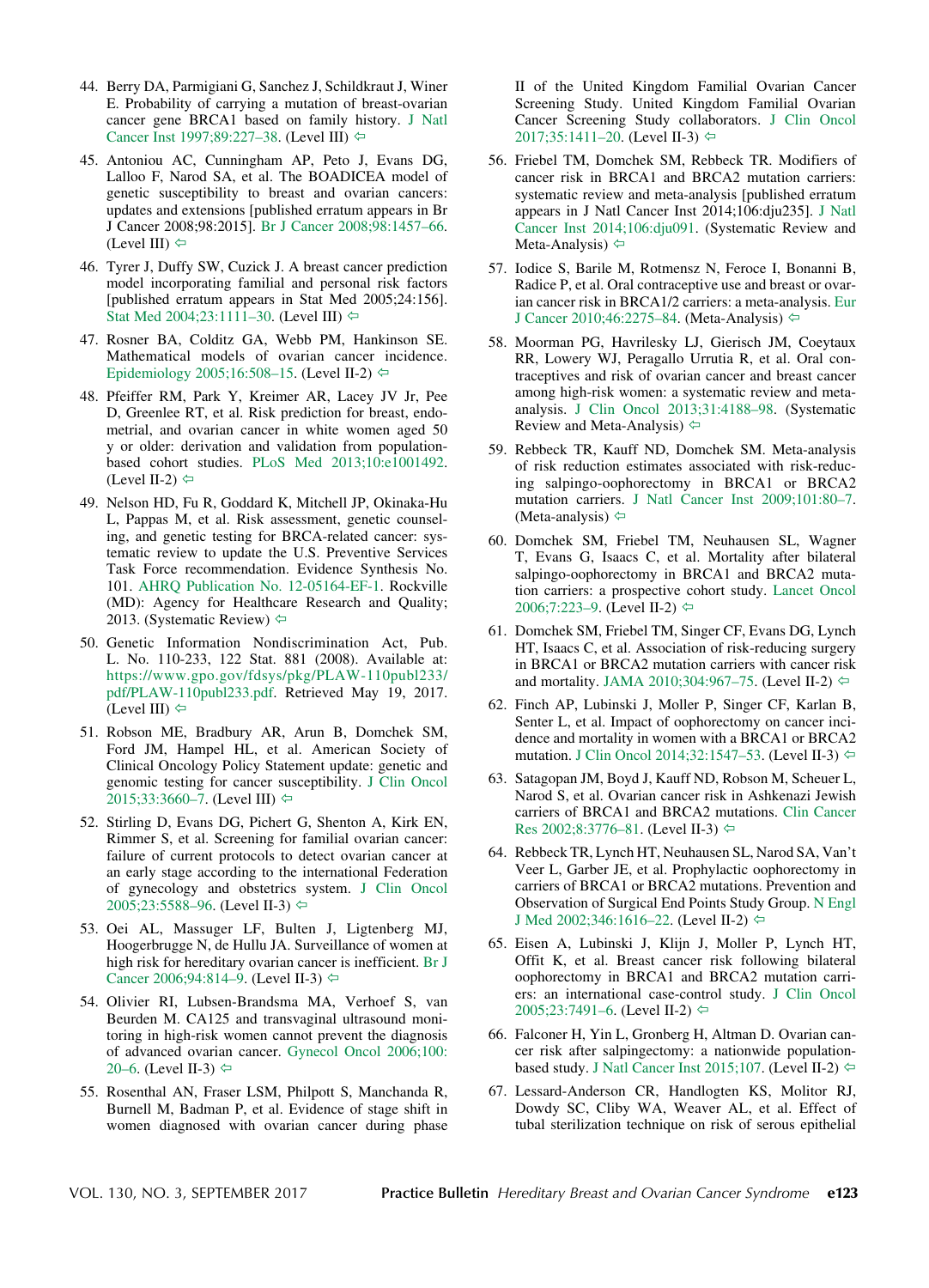44. Berry DA, Parmigiani G, Sanchez J, Schildkraut J, Winer E. Probability of carrying a mutation of breast-ovarian cancer gene BRCA1 based on family history. J Natl Cancer Inst 1997;89:227–38. (Level III) ⇦

45. Antoniou AC, Cunningham AP, Peto J, Evans DG, Lalloo F, Narod SA, et al. The BOADICEA model of genetic susceptibility to breast and ovarian cancers: updates and extensions [published erratum appears in Br J Cancer 2008;98:2015]. Br J Cancer 2008;98:1457–66. (Level III) ⇦

46. Tyrer J, Duffy SW, Cuzick J. A breast cancer prediction model incorporating familial and personal risk factors [published erratum appears in Stat Med 2005;24:156]. Stat Med 2004;23:1111–30. (Level III) ⇦

47. Rosner BA, Colditz GA, Webb PM, Hankinson SE. Mathematical models of ovarian cancer incidence. Epidemiology 2005;16:508–15. (Level II-2) ⇦

48. Pfeiffer RM, Park Y, Kreimer AR, Lacey JV Jr, Pee D, Greenlee RT, et al. Risk prediction for breast, endometrial, and ovarian cancer in white women aged 50 y or older: derivation and validation from population-based cohort studies. PLoS Med 2013;10:e1001492. (Level II-2) ⇦

49. Nelson HD, Fu R, Goddard K, Mitchell JP, Okinaka-Hu L, Pappas M, et al. Risk assessment, genetic counseling, and genetic testing for BRCA-related cancer: systematic review to update the U.S. Preventive Services Task Force recommendation. Evidence Synthesis No. 101. AHRQ Publication No. 12-05164-EF-1. Rockville (MD): Agency for Healthcare Research and Quality; 2013. (Systematic Review) ⇦

50. Genetic Information Nondiscrimination Act, Pub. L. No. 110-233, 122 Stat. 881 (2008). Available at: https://www.gpo.gov/fdsys/pkg/PLAW-110publ233/pdf/PLAW-110publ233.pdf. Retrieved May 19, 2017. (Level III) ⇦

51. Robson ME, Bradbury AR, Arun B, Domchek SM, Ford JM, Hampel HL, et al. American Society of Clinical Oncology Policy Statement update: genetic and genomic testing for cancer susceptibility. J Clin Oncol 2015;33:3660–7. (Level III) ⇦

52. Stirling D, Evans DG, Pichert G, Shenton A, Kirk EN, Rimmer S, et al. Screening for familial ovarian cancer: failure of current protocols to detect ovarian cancer at an early stage according to the international Federation of gynecology and obstetrics system. J Clin Oncol 2005;23:5588–96. (Level II-3) ⇦

53. Oei AL, Massuger LF, Bulten J, Ligtenberg MJ, Hoogerbrugge N, de Hullu JA. Surveillance of women at high risk for hereditary ovarian cancer is inefficient. Br J Cancer 2006;94:814–9. (Level II-3) ⇦

54. Olivier RI, Lubsen-Brandsma MA, Verhoef S, van Beurden M. CA125 and transvaginal ultrasound monitoring in high-risk women cannot prevent the diagnosis of advanced ovarian cancer. Gynecol Oncol 2006;100:20–6. (Level II-3) ⇦

55. Rosenthal AN, Fraser LSM, Philpott S, Manchanda R, Burnell M, Badman P, et al. Evidence of stage shift in women diagnosed with ovarian cancer during phase II of the United Kingdom Familial Ovarian Cancer Screening Study. United Kingdom Familial Ovarian Cancer Screening Study collaborators. J Clin Oncol 2017;35:1411–20. (Level II-3) ⇦

56. Friebel TM, Domchek SM, Rebbeck TR. Modifiers of cancer risk in BRCA1 and BRCA2 mutation carriers: systematic review and meta-analysis [published erratum appears in J Natl Cancer Inst 2014;106:dju235]. J Natl Cancer Inst 2014;106:dju091. (Systematic Review and Meta-Analysis) ⇦

57. Iodice S, Barile M, Rotmensz N, Feroce I, Bonanni B, Radice P, et al. Oral contraceptive use and breast or ovarian cancer risk in BRCA1/2 carriers: a meta-analysis. Eur J Cancer 2010;46:2275–84. (Meta-Analysis) ⇦

58. Moorman PG, Havrilesky LJ, Gierisch JM, Coeytaux RR, Lowery WJ, Peragallo Urrutia R, et al. Oral contraceptives and risk of ovarian cancer and breast cancer among high-risk women: a systematic review and meta-analysis. J Clin Oncol 2013;31:4188–98. (Systematic Review and Meta-Analysis) ⇦

59. Rebbeck TR, Kauff ND, Domchek SM. Meta-analysis of risk reduction estimates associated with risk-reducing salpingo-oophorectomy in BRCA1 or BRCA2 mutation carriers. J Natl Cancer Inst 2009;101:80–7. (Meta-analysis) ⇦

60. Domchek SM, Friebel TM, Neuhausen SL, Wagner T, Evans G, Isaacs C, et al. Mortality after bilateral salpingo-oophorectomy in BRCA1 and BRCA2 mutation carriers: a prospective cohort study. Lancet Oncol 2006;7:223–9. (Level II-2) ⇦

61. Domchek SM, Friebel TM, Singer CF, Evans DG, Lynch HT, Isaacs C, et al. Association of risk-reducing surgery in BRCA1 or BRCA2 mutation carriers with cancer risk and mortality. JAMA 2010;304:967–75. (Level II-2) ⇦

62. Finch AP, Lubinski J, Moller P, Singer CF, Karlan B, Senter L, et al. Impact of oophorectomy on cancer incidence and mortality in women with a BRCA1 or BRCA2 mutation. J Clin Oncol 2014;32:1547–53. (Level II-3) ⇦

63. Satagopan JM, Boyd J, Kauff ND, Robson M, Scheuer L, Narod S, et al. Ovarian cancer risk in Ashkenazi Jewish carriers of BRCA1 and BRCA2 mutations. Clin Cancer Res 2002;8:3776–81. (Level II-3) ⇦

64. Rebbeck TR, Lynch HT, Neuhausen SL, Narod SA, Van't Veer L, Garber JE, et al. Prophylactic oophorectomy in carriers of BRCA1 or BRCA2 mutations. Prevention and Observation of Surgical End Points Study Group. N Engl J Med 2002;346:1616–22. (Level II-2) ⇦

65. Eisen A, Lubinski J, Klijn J, Moller P, Lynch HT, Offit K, et al. Breast cancer risk following bilateral oophorectomy in BRCA1 and BRCA2 mutation carriers: an international case-control study. J Clin Oncol 2005;23:7491–6. (Level II-2) ⇦

66. Falconer H, Yin L, Gronberg H, Altman D. Ovarian cancer risk after salpingectomy: a nationwide population-based study. J Natl Cancer Inst 2015;107. (Level II-2) ⇦

67. Lessard-Anderson CR, Handlogten KS, Molitor RJ, Dowdy SC, Cliby WA, Weaver AL, et al. Effect of tubal sterilization technique on risk of serous epithelial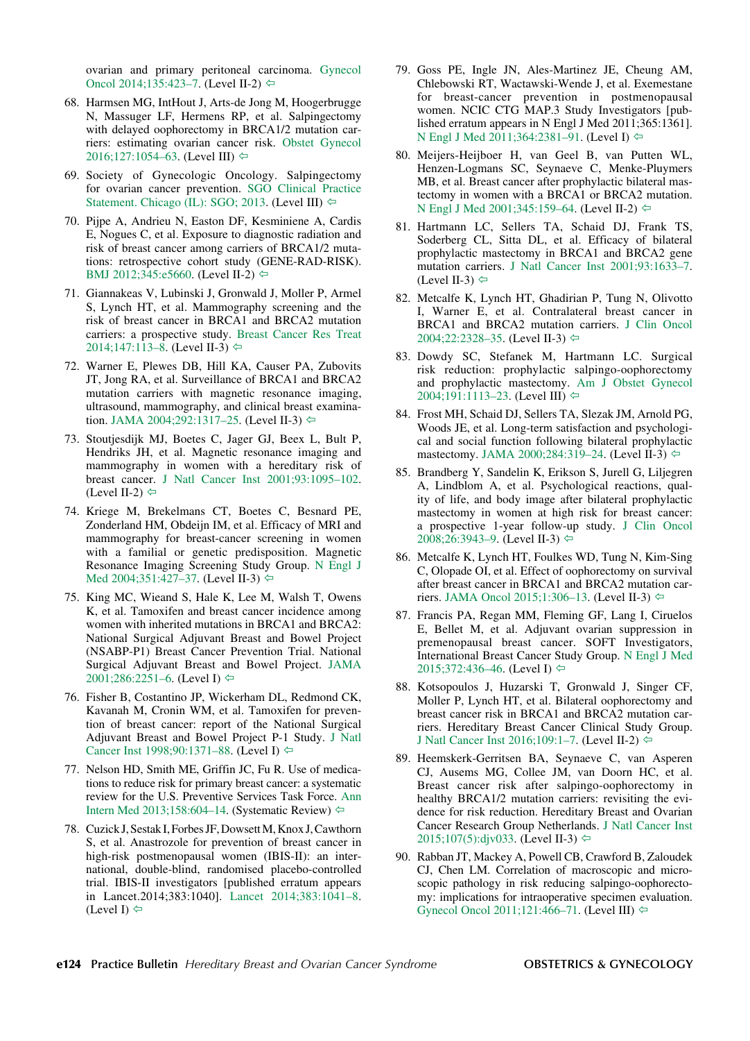ovarian and primary peritoneal carcinoma. Gynecol Oncol 2014;135:423–7. (Level II-2) ⇦

68. Harmsen MG, IntHout J, Arts-de Jong M, Hoogerbrugge N, Massuger LF, Hermens RP, et al. Salpingectomy with delayed oophorectomy in BRCA1/2 mutation carriers: estimating ovarian cancer risk. Obstet Gynecol 2016;127:1054–63. (Level III) ⇦

69. Society of Gynecologic Oncology. Salpingectomy for ovarian cancer prevention. SGO Clinical Practice Statement. Chicago (IL): SGO; 2013. (Level III) ⇦

70. Pijpe A, Andrieu N, Easton DF, Kesminiene A, Cardis E, Nogues C, et al. Exposure to diagnostic radiation and risk of breast cancer among carriers of BRCA1/2 mutations: retrospective cohort study (GENE-RAD-RISK). BMJ 2012;345:e5660. (Level II-2) ⇦

71. Giannakeas V, Lubinski J, Gronwald J, Moller P, Armel S, Lynch HT, et al. Mammography screening and the risk of breast cancer in BRCA1 and BRCA2 mutation carriers: a prospective study. Breast Cancer Res Treat 2014;147:113–8. (Level II-3) ⇦

72. Warner E, Plewes DB, Hill KA, Causer PA, Zubovits JT, Jong RA, et al. Surveillance of BRCA1 and BRCA2 mutation carriers with magnetic resonance imaging, ultrasound, mammography, and clinical breast examination. JAMA 2004;292:1317–25. (Level II-3) ⇦

73. Stoutjesdijk MJ, Boetes C, Jager GJ, Beex L, Bult P, Hendriks JH, et al. Magnetic resonance imaging and mammography in women with a hereditary risk of breast cancer. J Natl Cancer Inst 2001;93:1095–102. (Level II-2) ⇦

74. Kriege M, Brekelmans CT, Boetes C, Besnard PE, Zonderland HM, Obdeijn IM, et al. Efficacy of MRI and mammography for breast-cancer screening in women with a familial or genetic predisposition. Magnetic Resonance Imaging Screening Study Group. N Engl J Med 2004;351:427–37. (Level II-3) ⇦

75. King MC, Wieand S, Hale K, Lee M, Walsh T, Owens K, et al. Tamoxifen and breast cancer incidence among women with inherited mutations in BRCA1 and BRCA2: National Surgical Adjuvant Breast and Bowel Project (NSABP-P1) Breast Cancer Prevention Trial. National Surgical Adjuvant Breast and Bowel Project. JAMA 2001;286:2251–6. (Level I) ⇦

76. Fisher B, Costantino JP, Wickerham DL, Redmond CK, Kavanah M, Cronin WM, et al. Tamoxifen for prevention of breast cancer: report of the National Surgical Adjuvant Breast and Bowel Project P-1 Study. J Natl Cancer Inst 1998;90:1371–88. (Level I) ⇦

77. Nelson HD, Smith ME, Griffin JC, Fu R. Use of medications to reduce risk for primary breast cancer: a systematic review for the U.S. Preventive Services Task Force. Ann Intern Med 2013;158:604–14. (Systematic Review) ⇦

78. Cuzick J, Sestak I, Forbes JF, Dowsett M, Knox J, Cawthorn S, et al. Anastrozole for prevention of breast cancer in high-risk postmenopausal women (IBIS-II): an international, double-blind, randomised placebo-controlled trial. IBIS-II investigators [published erratum appears in Lancet.2014;383:1040]. Lancet 2014;383:1041–8. (Level I) ⇦

79. Goss PE, Ingle JN, Ales-Martinez JE, Cheung AM, Chlebowski RT, Wactawski-Wende J, et al. Exemestane for breast-cancer prevention in postmenopausal women. NCIC CTG MAP.3 Study Investigators [published erratum appears in N Engl J Med 2011;365:1361]. N Engl J Med 2011;364:2381–91. (Level I) ⇦

80. Meijers-Heijboer H, van Geel B, van Putten WL, Henzen-Logmans SC, Seynaeve C, Menke-Pluymers MB, et al. Breast cancer after prophylactic bilateral mastectomy in women with a BRCA1 or BRCA2 mutation. N Engl J Med 2001;345:159–64. (Level II-2) ⇦

81. Hartmann LC, Sellers TA, Schaid DJ, Frank TS, Soderberg CL, Sitta DL, et al. Efficacy of bilateral prophylactic mastectomy in BRCA1 and BRCA2 gene mutation carriers. J Natl Cancer Inst 2001;93:1633–7. (Level II-3) ⇦

82. Metcalfe K, Lynch HT, Ghadirian P, Tung N, Olivotto I, Warner E, et al. Contralateral breast cancer in BRCA1 and BRCA2 mutation carriers. J Clin Oncol 2004;22:2328–35. (Level II-3) ⇦

83. Dowdy SC, Stefanek M, Hartmann LC. Surgical risk reduction: prophylactic salpingo-oophorectomy and prophylactic mastectomy. Am J Obstet Gynecol 2004;191:1113–23. (Level III) ⇦

84. Frost MH, Schaid DJ, Sellers TA, Slezak JM, Arnold PG, Woods JE, et al. Long-term satisfaction and psychological and social function following bilateral prophylactic mastectomy. JAMA 2000;284:319–24. (Level II-3) ⇦

85. Brandberg Y, Sandelin K, Erikson S, Jurell G, Liljegren A, Lindblom A, et al. Psychological reactions, quality of life, and body image after bilateral prophylactic mastectomy in women at high risk for breast cancer: a prospective 1-year follow-up study. J Clin Oncol 2008;26:3943–9. (Level II-3) ⇦

86. Metcalfe K, Lynch HT, Foulkes WD, Tung N, Kim-Sing C, Olopade OI, et al. Effect of oophorectomy on survival after breast cancer in BRCA1 and BRCA2 mutation carriers. JAMA Oncol 2015;1:306–13. (Level II-3) ⇦

87. Francis PA, Regan MM, Fleming GF, Lang I, Ciruelos E, Bellet M, et al. Adjuvant ovarian suppression in premenopausal breast cancer. SOFT Investigators, International Breast Cancer Study Group. N Engl J Med 2015;372:436–46. (Level I) ⇦

88. Kotsopoulos J, Huzarski T, Gronwald J, Singer CF, Moller P, Lynch HT, et al. Bilateral oophorectomy and breast cancer risk in BRCA1 and BRCA2 mutation carriers. Hereditary Breast Cancer Clinical Study Group. J Natl Cancer Inst 2016;109:1–7. (Level II-2) ⇦

89. Heemskerk-Gerritsen BA, Seynaeve C, van Asperen CJ, Ausems MG, Collee JM, van Doorn HC, et al. Breast cancer risk after salpingo-oophorectomy in healthy BRCA1/2 mutation carriers: revisiting the evidence for risk reduction. Hereditary Breast and Ovarian Cancer Research Group Netherlands. J Natl Cancer Inst 2015;107(5):djv033. (Level II-3) ⇦

90. Rabban JT, Mackey A, Powell CB, Crawford B, Zaloudek CJ, Chen LM. Correlation of macroscopic and microscopic pathology in risk reducing salpingo-oophorectomy: implications for intraoperative specimen evaluation. Gynecol Oncol 2011;121:466–71. (Level III) ⇦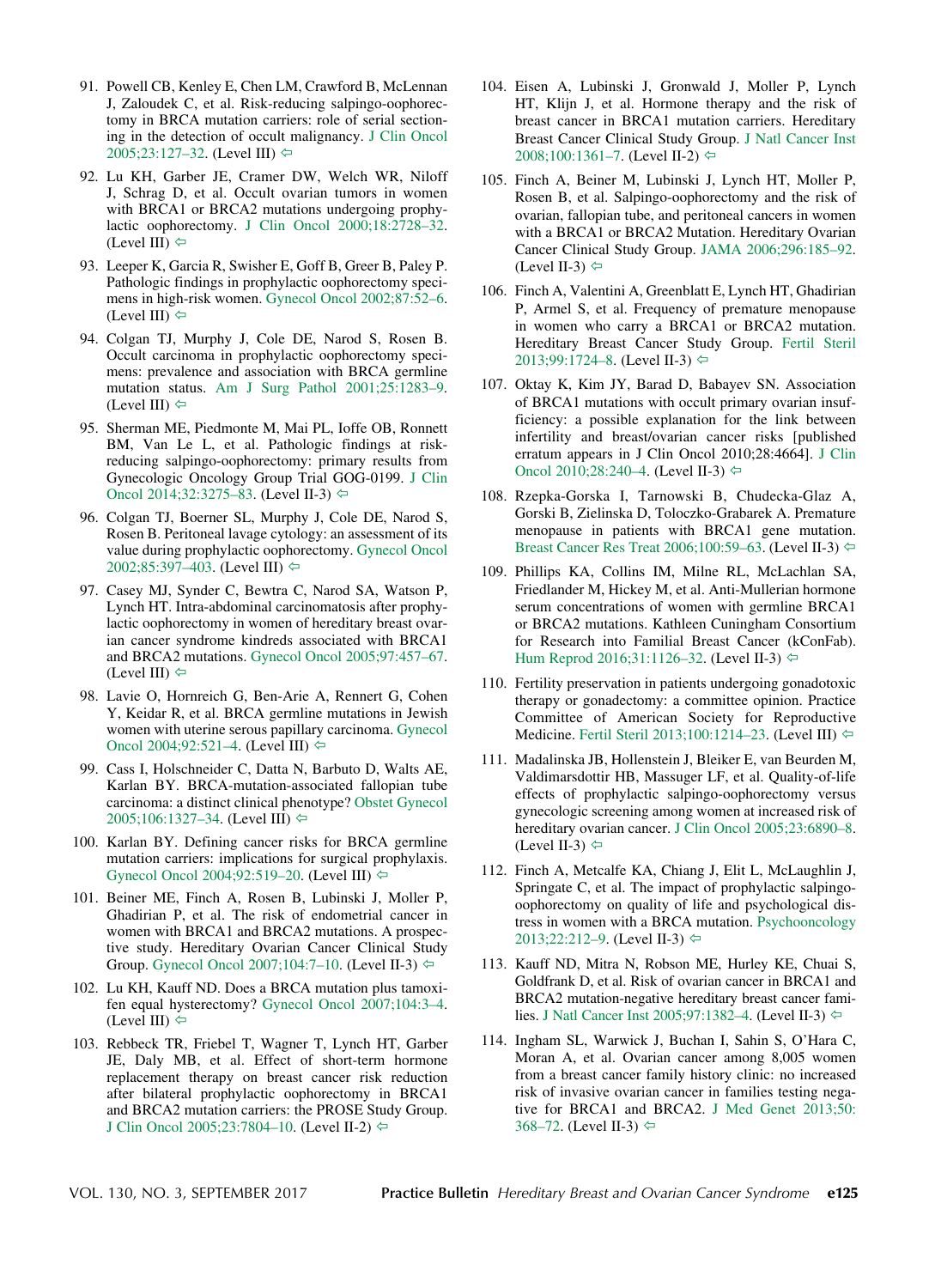91. Powell CB, Kenley E, Chen LM, Crawford B, McLennan J, Zaloudek C, et al. Risk-reducing salpingo-oophorectomy in BRCA mutation carriers: role of serial sectioning in the detection of occult malignancy. J Clin Oncol 2005;23:127–32. (Level III) ⇦

92. Lu KH, Garber JE, Cramer DW, Welch WR, Niloff J, Schrag D, et al. Occult ovarian tumors in women with BRCA1 or BRCA2 mutations undergoing prophylactic oophorectomy. J Clin Oncol 2000;18:2728–32. (Level III) ⇦

93. Leeper K, Garcia R, Swisher E, Goff B, Greer B, Paley P. Pathologic findings in prophylactic oophorectomy specimens in high-risk women. Gynecol Oncol 2002;87:52–6. (Level III) ⇦

94. Colgan TJ, Murphy J, Cole DE, Narod S, Rosen B. Occult carcinoma in prophylactic oophorectomy specimens: prevalence and association with BRCA germline mutation status. Am J Surg Pathol 2001;25:1283–9. (Level III) ⇦

95. Sherman ME, Piedmonte M, Mai PL, Ioffe OB, Ronnett BM, Van Le L, et al. Pathologic findings at risk-reducing salpingo-oophorectomy: primary results from Gynecologic Oncology Group Trial GOG-0199. J Clin Oncol 2014;32:3275–83. (Level II-3) ⇦

96. Colgan TJ, Boerner SL, Murphy J, Cole DE, Narod S, Rosen B. Peritoneal lavage cytology: an assessment of its value during prophylactic oophorectomy. Gynecol Oncol 2002;85:397–403. (Level III) ⇦

97. Casey MJ, Synder C, Bewtra C, Narod SA, Watson P, Lynch HT. Intra-abdominal carcinomatosis after prophylactic oophorectomy in women of hereditary breast ovarian cancer syndrome kindreds associated with BRCA1 and BRCA2 mutations. Gynecol Oncol 2005;97:457–67. (Level III) ⇦

98. Lavie O, Hornreich G, Ben-Arie A, Rennert G, Cohen Y, Keidar R, et al. BRCA germline mutations in Jewish women with uterine serous papillary carcinoma. Gynecol Oncol 2004;92:521–4. (Level III) ⇦

99. Cass I, Holschneider C, Datta N, Barbuto D, Walts AE, Karlan BY. BRCA-mutation-associated fallopian tube carcinoma: a distinct clinical phenotype? Obstet Gynecol 2005;106:1327–34. (Level III) ⇦

100. Karlan BY. Defining cancer risks for BRCA germline mutation carriers: implications for surgical prophylaxis. Gynecol Oncol 2004;92:519–20. (Level III) ⇦

101. Beiner ME, Finch A, Rosen B, Lubinski J, Moller P, Ghadirian P, et al. The risk of endometrial cancer in women with BRCA1 and BRCA2 mutations. A prospective study. Hereditary Ovarian Cancer Clinical Study Group. Gynecol Oncol 2007;104:7–10. (Level II-3) ⇦

102. Lu KH, Kauff ND. Does a BRCA mutation plus tamoxifen equal hysterectomy? Gynecol Oncol 2007;104:3–4. (Level III) ⇦

103. Rebbeck TR, Friebel T, Wagner T, Lynch HT, Garber JE, Daly MB, et al. Effect of short-term hormone replacement therapy on breast cancer risk reduction after bilateral prophylactic oophorectomy in BRCA1 and BRCA2 mutation carriers: the PROSE Study Group. J Clin Oncol 2005;23:7804–10. (Level II-2) ⇦

104. Eisen A, Lubinski J, Gronwald J, Moller P, Lynch HT, Klijn J, et al. Hormone therapy and the risk of breast cancer in BRCA1 mutation carriers. Hereditary Breast Cancer Clinical Study Group. J Natl Cancer Inst 2008;100:1361–7. (Level II-2) ⇦

105. Finch A, Beiner M, Lubinski J, Lynch HT, Moller P, Rosen B, et al. Salpingo-oophorectomy and the risk of ovarian, fallopian tube, and peritoneal cancers in women with a BRCA1 or BRCA2 Mutation. Hereditary Ovarian Cancer Clinical Study Group. JAMA 2006;296:185–92. (Level II-3) ⇦

106. Finch A, Valentini A, Greenblatt E, Lynch HT, Ghadirian P, Armel S, et al. Frequency of premature menopause in women who carry a BRCA1 or BRCA2 mutation. Hereditary Breast Cancer Study Group. Fertil Steril 2013;99:1724–8. (Level II-3) ⇦

107. Oktay K, Kim JY, Barad D, Babayev SN. Association of BRCA1 mutations with occult primary ovarian insufficiency: a possible explanation for the link between infertility and breast/ovarian cancer risks [published erratum appears in J Clin Oncol 2010;28:4664]. J Clin Oncol 2010;28:240–4. (Level II-3) ⇦

108. Rzepka-Gorska I, Tarnowski B, Chudecka-Glaz A, Gorski B, Zielinska D, Toloczko-Grabarek A. Premature menopause in patients with BRCA1 gene mutation. Breast Cancer Res Treat 2006;100:59–63. (Level II-3) ⇦

109. Phillips KA, Collins IM, Milne RL, McLachlan SA, Friedlander M, Hickey M, et al. Anti-Mullerian hormone serum concentrations of women with germline BRCA1 or BRCA2 mutations. Kathleen Cuningham Consortium for Research into Familial Breast Cancer (kConFab). Hum Reprod 2016;31:1126–32. (Level II-3) ⇦

110. Fertility preservation in patients undergoing gonadotoxic therapy or gonadectomy: a committee opinion. Practice Committee of American Society for Reproductive Medicine. Fertil Steril 2013;100:1214–23. (Level III) ⇦

111. Madalinska JB, Hollenstein J, Bleiker E, van Beurden M, Valdimarsdottir HB, Massuger LF, et al. Quality-of-life effects of prophylactic salpingo-oophorectomy versus gynecologic screening among women at increased risk of hereditary ovarian cancer. J Clin Oncol 2005;23:6890–8. (Level II-3) ⇦

112. Finch A, Metcalfe KA, Chiang J, Elit L, McLaughlin J, Springate C, et al. The impact of prophylactic salpingo-oophorectomy on quality of life and psychological distress in women with a BRCA mutation. Psychooncology 2013;22:212–9. (Level II-3) ⇦

113. Kauff ND, Mitra N, Robson ME, Hurley KE, Chuai S, Goldfrank D, et al. Risk of ovarian cancer in BRCA1 and BRCA2 mutation-negative hereditary breast cancer families. J Natl Cancer Inst 2005;97:1382–4. (Level II-3) ⇦

114. Ingham SL, Warwick J, Buchan I, Sahin S, O'Hara C, Moran A, et al. Ovarian cancer among 8,005 women from a breast cancer family history clinic: no increased risk of invasive ovarian cancer in families testing negative for BRCA1 and BRCA2. J Med Genet 2013;50:368–72. (Level II-3) ⇦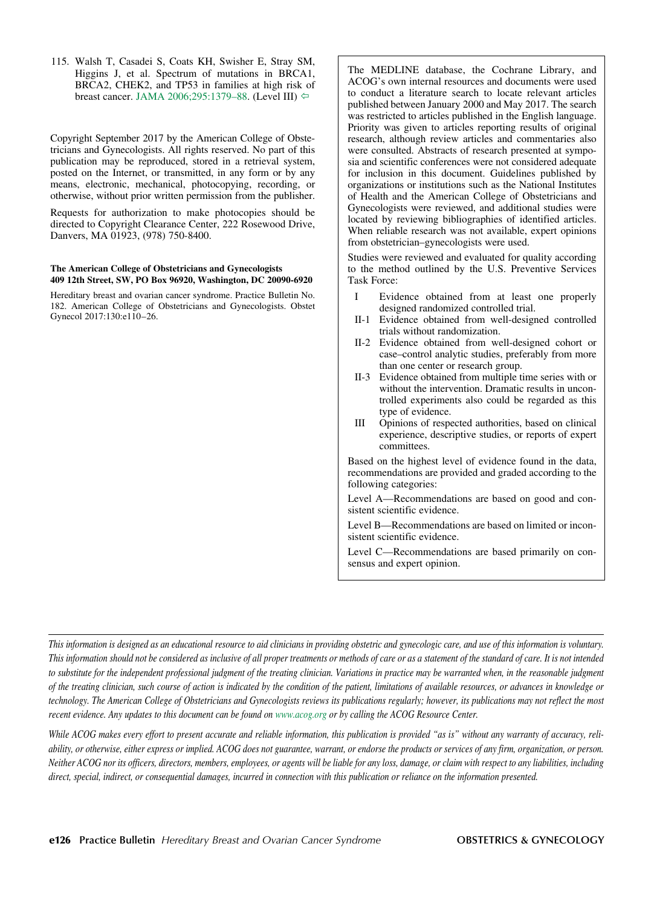115. Walsh T, Casadei S, Coats KH, Swisher E, Stray SM, Higgins J, et al. Spectrum of mutations in BRCA1, BRCA2, CHEK2, and TP53 in families at high risk of breast cancer. JAMA 2006;295:1379–88. (Level III) ⇦

Copyright September 2017 by the American College of Obstetricians and Gynecologists. All rights reserved. No part of this publication may be reproduced, stored in a retrieval system, posted on the Internet, or transmitted, in any form or by any means, electronic, mechanical, photocopying, recording, or otherwise, without prior written permission from the publisher.

Requests for authorization to make photocopies should be directed to Copyright Clearance Center, 222 Rosewood Drive, Danvers, MA 01923, (978) 750-8400.

**The American College of Obstetricians and Gynecologists**
**409 12th Street, SW, PO Box 96920, Washington, DC 20090-6920**

Hereditary breast and ovarian cancer syndrome. Practice Bulletin No. 182. American College of Obstetricians and Gynecologists. Obstet Gynecol 2017:130:e110–26.

The MEDLINE database, the Cochrane Library, and ACOG's own internal resources and documents were used to conduct a literature search to locate relevant articles published between January 2000 and May 2017. The search was restricted to articles published in the English language. Priority was given to articles reporting results of original research, although review articles and commentaries also were consulted. Abstracts of research presented at symposia and scientific conferences were not considered adequate for inclusion in this document. Guidelines published by organizations or institutions such as the National Institutes of Health and the American College of Obstetricians and Gynecologists were reviewed, and additional studies were located by reviewing bibliographies of identified articles. When reliable research was not available, expert opinions from obstetrician–gynecologists were used.

Studies were reviewed and evaluated for quality according to the method outlined by the U.S. Preventive Services Task Force:

- I Evidence obtained from at least one properly designed randomized controlled trial.
- II-1 Evidence obtained from well-designed controlled trials without randomization.
- II-2 Evidence obtained from well-designed cohort or case–control analytic studies, preferably from more than one center or research group.
- II-3 Evidence obtained from multiple time series with or without the intervention. Dramatic results in uncontrolled experiments also could be regarded as this type of evidence.
- III Opinions of respected authorities, based on clinical experience, descriptive studies, or reports of expert committees.

Based on the highest level of evidence found in the data, recommendations are provided and graded according to the following categories:

Level A—Recommendations are based on good and consistent scientific evidence.

Level B—Recommendations are based on limited or inconsistent scientific evidence.

Level C—Recommendations are based primarily on consensus and expert opinion.

*This information is designed as an educational resource to aid clinicians in providing obstetric and gynecologic care, and use of this information is voluntary. This information should not be considered as inclusive of all proper treatments or methods of care or as a statement of the standard of care. It is not intended to substitute for the independent professional judgment of the treating clinician. Variations in practice may be warranted when, in the reasonable judgment of the treating clinician, such course of action is indicated by the condition of the patient, limitations of available resources, or advances in knowledge or technology. The American College of Obstetricians and Gynecologists reviews its publications regularly; however, its publications may not reflect the most recent evidence. Any updates to this document can be found on www.acog.org or by calling the ACOG Resource Center.*

*While ACOG makes every effort to present accurate and reliable information, this publication is provided "as is" without any warranty of accuracy, reliability, or otherwise, either express or implied. ACOG does not guarantee, warrant, or endorse the products or services of any firm, organization, or person. Neither ACOG nor its officers, directors, members, employees, or agents will be liable for any loss, damage, or claim with respect to any liabilities, including direct, special, indirect, or consequential damages, incurred in connection with this publication or reliance on the information presented.*